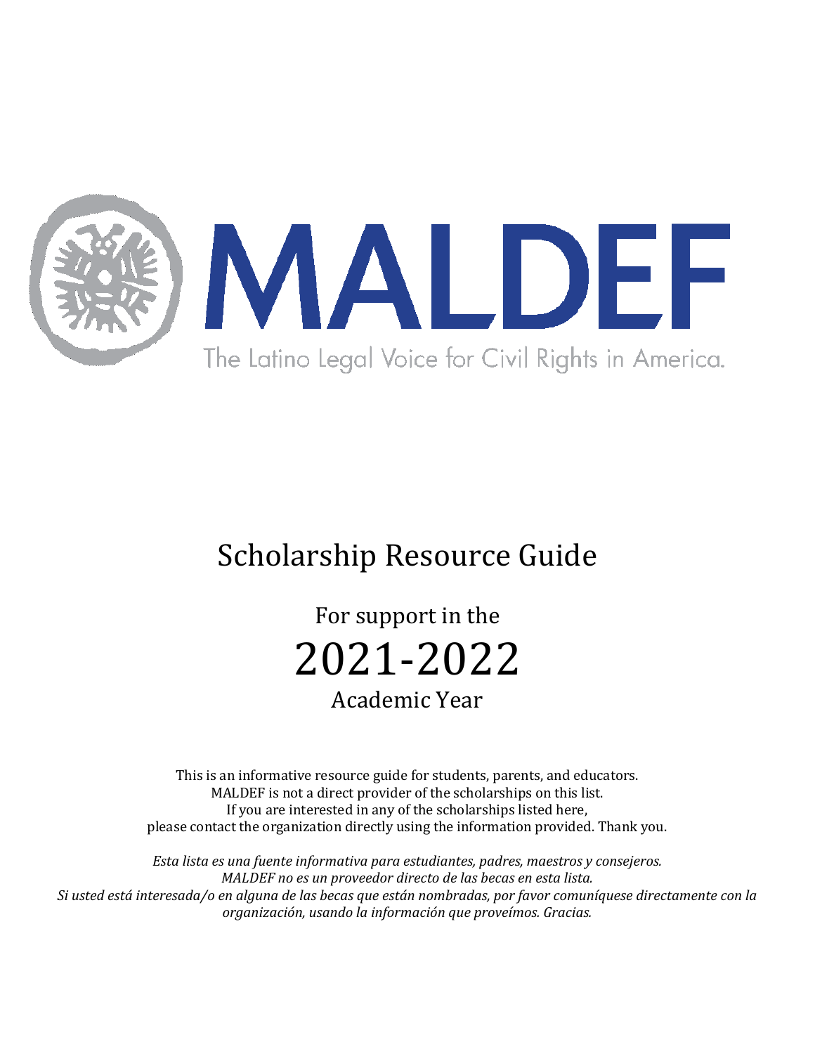# MALDEF

The Latino Legal Voice for Civil Rights in America.

# Scholarship Resource Guide

For support in the

## 2021-2022

Academic Year

This is an informative resource guide for students, parents, and educators.
MALDEF is not a direct provider of the scholarships on this list.
If you are interested in any of the scholarships listed here,
please contact the organization directly using the information provided. Thank you.

*Esta lista es una fuente informativa para estudiantes, padres, maestros y consejeros.*
*MALDEF no es un proveedor directo de las becas en esta lista.*
*Si usted está interesada/o en alguna de las becas que están nombradas, por favor comuníquese directamente con la organización, usando la información que proveímos. Gracias.*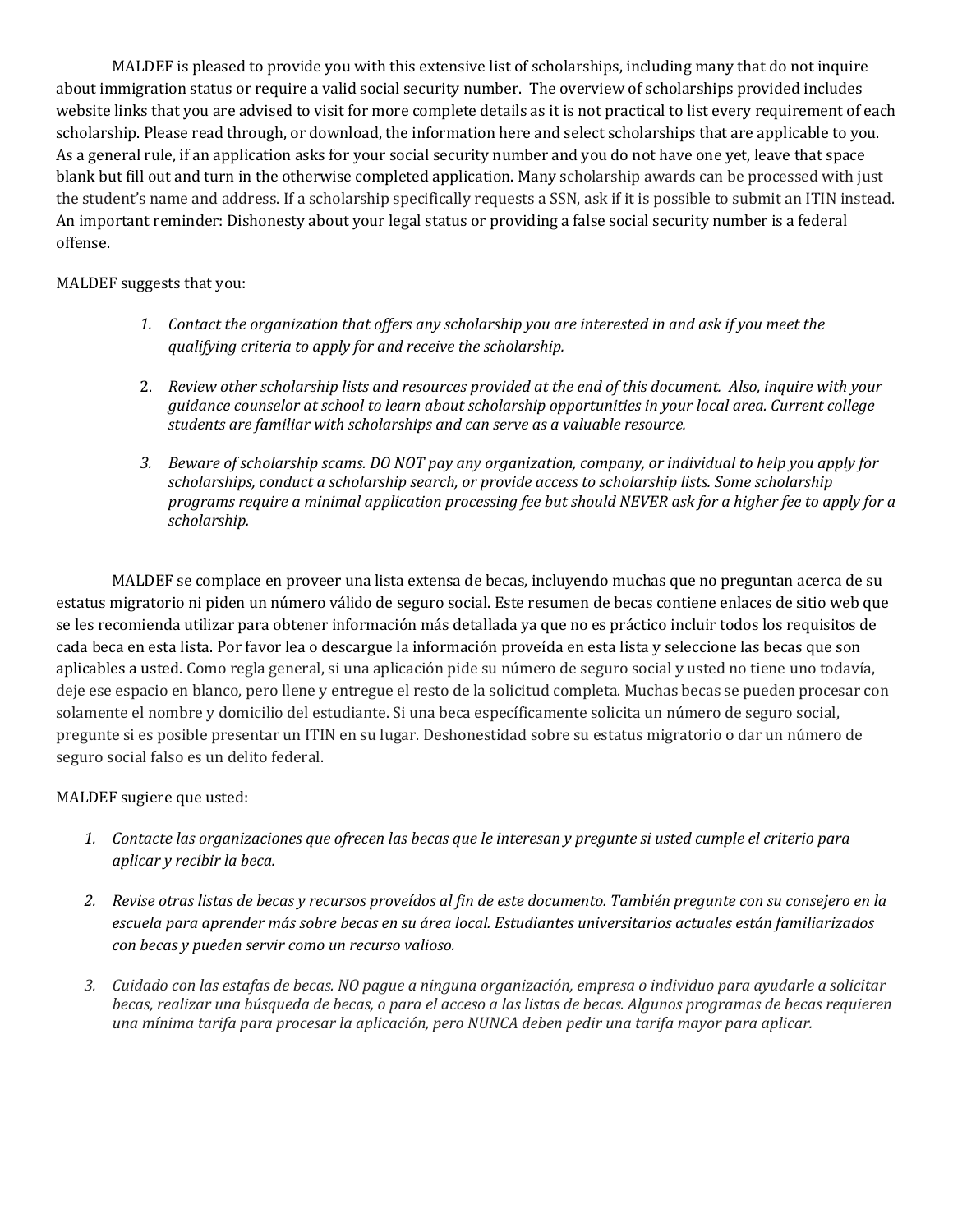MALDEF is pleased to provide you with this extensive list of scholarships, including many that do not inquire about immigration status or require a valid social security number. The overview of scholarships provided includes website links that you are advised to visit for more complete details as it is not practical to list every requirement of each scholarship. Please read through, or download, the information here and select scholarships that are applicable to you. As a general rule, if an application asks for your social security number and you do not have one yet, leave that space blank but fill out and turn in the otherwise completed application. Many scholarship awards can be processed with just the student's name and address. If a scholarship specifically requests a SSN, ask if it is possible to submit an ITIN instead. An important reminder: Dishonesty about your legal status or providing a false social security number is a federal offense.

MALDEF suggests that you:

1. *Contact the organization that offers any scholarship you are interested in and ask if you meet the qualifying criteria to apply for and receive the scholarship.*

2. *Review other scholarship lists and resources provided at the end of this document. Also, inquire with your guidance counselor at school to learn about scholarship opportunities in your local area. Current college students are familiar with scholarships and can serve as a valuable resource.*

3. *Beware of scholarship scams. DO NOT pay any organization, company, or individual to help you apply for scholarships, conduct a scholarship search, or provide access to scholarship lists. Some scholarship programs require a minimal application processing fee but should NEVER ask for a higher fee to apply for a scholarship.*

MALDEF se complace en proveer una lista extensa de becas, incluyendo muchas que no preguntan acerca de su estatus migratorio ni piden un número válido de seguro social. Este resumen de becas contiene enlaces de sitio web que se les recomienda utilizar para obtener información más detallada ya que no es práctico incluir todos los requisitos de cada beca en esta lista. Por favor lea o descargue la información proveída en esta lista y seleccione las becas que son aplicables a usted. Como regla general, si una aplicación pide su número de seguro social y usted no tiene uno todavía, deje ese espacio en blanco, pero llene y entregue el resto de la solicitud completa. Muchas becas se pueden procesar con solamente el nombre y domicilio del estudiante. Si una beca específicamente solicita un número de seguro social, pregunte si es posible presentar un ITIN en su lugar. Deshonestidad sobre su estatus migratorio o dar un número de seguro social falso es un delito federal.

MALDEF sugiere que usted:

1. *Contacte las organizaciones que ofrecen las becas que le interesan y pregunte si usted cumple el criterio para aplicar y recibir la beca.*

2. *Revise otras listas de becas y recursos proveídos al fin de este documento. También pregunte con su consejero en la escuela para aprender más sobre becas en su área local. Estudiantes universitarios actuales están familiarizados con becas y pueden servir como un recurso valioso.*

3. *Cuidado con las estafas de becas. NO pague a ninguna organización, empresa o individuo para ayudarle a solicitar becas, realizar una búsqueda de becas, o para el acceso a las listas de becas. Algunos programas de becas requieren una mínima tarifa para procesar la aplicación, pero NUNCA deben pedir una tarifa mayor para aplicar.*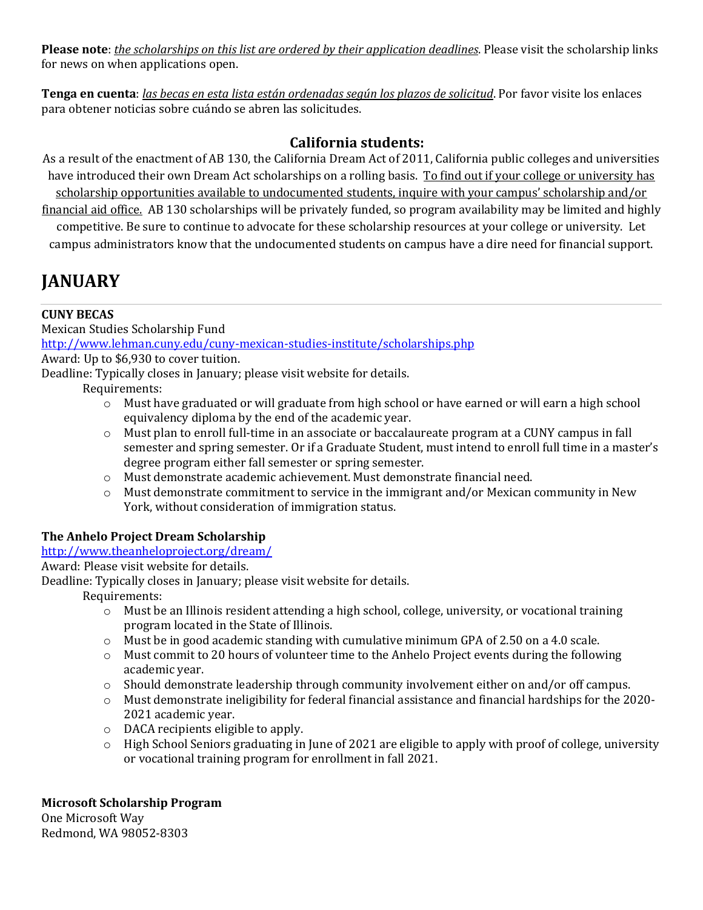**Please note**: *the scholarships on this list are ordered by their application deadlines*. Please visit the scholarship links for news on when applications open.

**Tenga en cuenta**: *las becas en esta lista están ordenadas según los plazos de solicitud*. Por favor visite los enlaces para obtener noticias sobre cuándo se abren las solicitudes.

### California students:

As a result of the enactment of AB 130, the California Dream Act of 2011, California public colleges and universities have introduced their own Dream Act scholarships on a rolling basis. To find out if your college or university has scholarship opportunities available to undocumented students, inquire with your campus' scholarship and/or financial aid office. AB 130 scholarships will be privately funded, so program availability may be limited and highly competitive. Be sure to continue to advocate for these scholarship resources at your college or university. Let campus administrators know that the undocumented students on campus have a dire need for financial support.

# JANUARY

**CUNY BECAS**
Mexican Studies Scholarship Fund
http://www.lehman.cuny.edu/cuny-mexican-studies-institute/scholarships.php
Award: Up to $6,930 to cover tuition.
Deadline: Typically closes in January; please visit website for details.

Requirements:

- Must have graduated or will graduate from high school or have earned or will earn a high school equivalency diploma by the end of the academic year.
- Must plan to enroll full-time in an associate or baccalaureate program at a CUNY campus in fall semester and spring semester. Or if a Graduate Student, must intend to enroll full time in a master's degree program either fall semester or spring semester.
- Must demonstrate academic achievement. Must demonstrate financial need.
- Must demonstrate commitment to service in the immigrant and/or Mexican community in New York, without consideration of immigration status.

**The Anhelo Project Dream Scholarship**
http://www.theanheloproject.org/dream/
Award: Please visit website for details.
Deadline: Typically closes in January; please visit website for details.

Requirements:

- Must be an Illinois resident attending a high school, college, university, or vocational training program located in the State of Illinois.
- Must be in good academic standing with cumulative minimum GPA of 2.50 on a 4.0 scale.
- Must commit to 20 hours of volunteer time to the Anhelo Project events during the following academic year.
- Should demonstrate leadership through community involvement either on and/or off campus.
- Must demonstrate ineligibility for federal financial assistance and financial hardships for the 2020-2021 academic year.
- DACA recipients eligible to apply.
- High School Seniors graduating in June of 2021 are eligible to apply with proof of college, university or vocational training program for enrollment in fall 2021.

**Microsoft Scholarship Program**
One Microsoft Way
Redmond, WA 98052-8303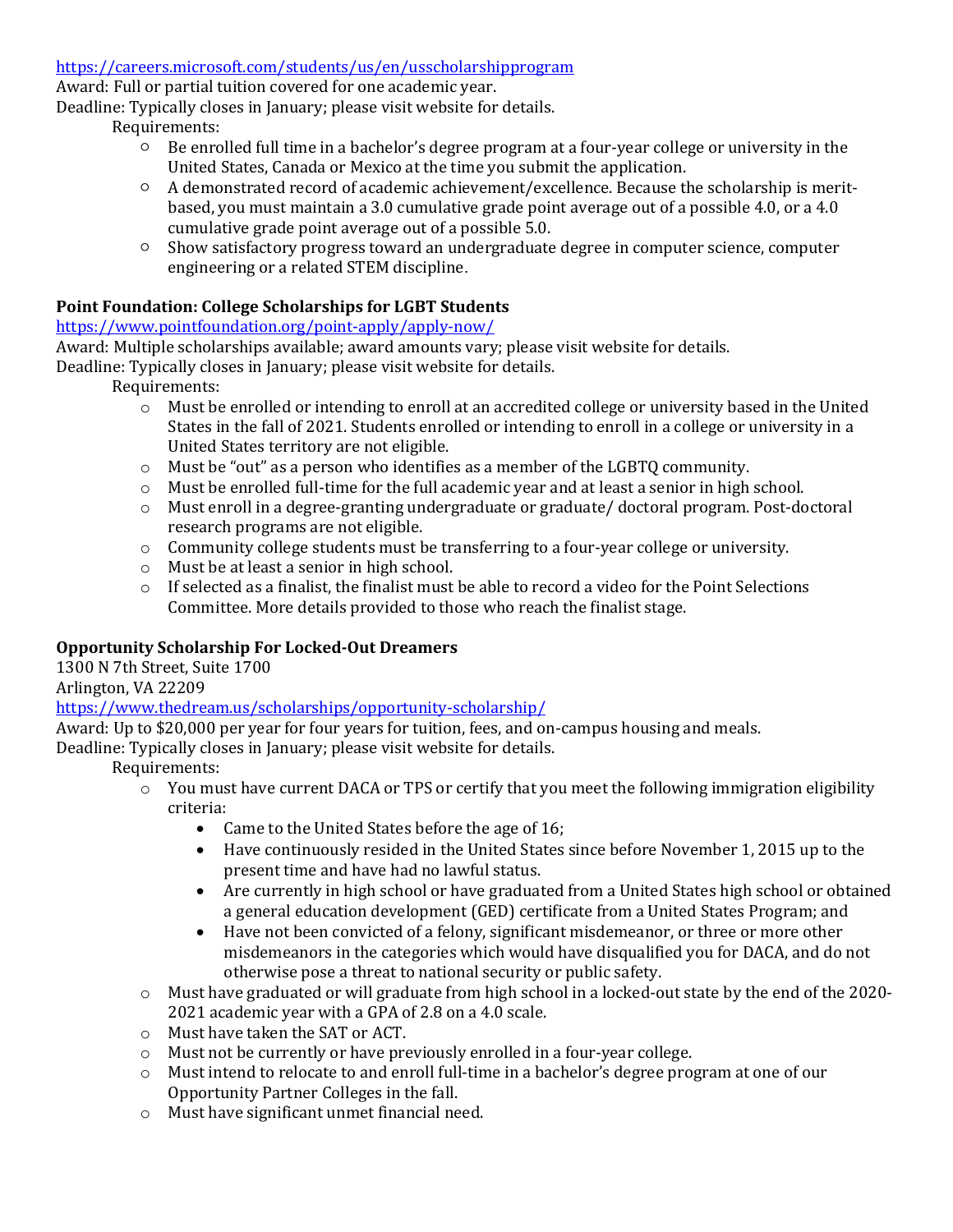https://careers.microsoft.com/students/us/en/usscholarshipprogram

Award: Full or partial tuition covered for one academic year.

Deadline: Typically closes in January; please visit website for details.

Requirements:

- Be enrolled full time in a bachelor's degree program at a four-year college or university in the United States, Canada or Mexico at the time you submit the application.
- A demonstrated record of academic achievement/excellence. Because the scholarship is merit-based, you must maintain a 3.0 cumulative grade point average out of a possible 4.0, or a 4.0 cumulative grade point average out of a possible 5.0.
- Show satisfactory progress toward an undergraduate degree in computer science, computer engineering or a related STEM discipline.

**Point Foundation: College Scholarships for LGBT Students**

https://www.pointfoundation.org/point-apply/apply-now/

Award: Multiple scholarships available; award amounts vary; please visit website for details.

Deadline: Typically closes in January; please visit website for details.

Requirements:

- Must be enrolled or intending to enroll at an accredited college or university based in the United States in the fall of 2021. Students enrolled or intending to enroll in a college or university in a United States territory are not eligible.
- Must be "out" as a person who identifies as a member of the LGBTQ community.
- Must be enrolled full-time for the full academic year and at least a senior in high school.
- Must enroll in a degree-granting undergraduate or graduate/ doctoral program. Post-doctoral research programs are not eligible.
- Community college students must be transferring to a four-year college or university.
- Must be at least a senior in high school.
- If selected as a finalist, the finalist must be able to record a video for the Point Selections Committee. More details provided to those who reach the finalist stage.

**Opportunity Scholarship For Locked-Out Dreamers**

1300 N 7th Street, Suite 1700
Arlington, VA 22209

https://www.thedream.us/scholarships/opportunity-scholarship/

Award: Up to $20,000 per year for four years for tuition, fees, and on-campus housing and meals.

Deadline: Typically closes in January; please visit website for details.

Requirements:

- You must have current DACA or TPS or certify that you meet the following immigration eligibility criteria:
  - Came to the United States before the age of 16;
  - Have continuously resided in the United States since before November 1, 2015 up to the present time and have had no lawful status.
  - Are currently in high school or have graduated from a United States high school or obtained a general education development (GED) certificate from a United States Program; and
  - Have not been convicted of a felony, significant misdemeanor, or three or more other misdemeanors in the categories which would have disqualified you for DACA, and do not otherwise pose a threat to national security or public safety.
- Must have graduated or will graduate from high school in a locked-out state by the end of the 2020-2021 academic year with a GPA of 2.8 on a 4.0 scale.
- Must have taken the SAT or ACT.
- Must not be currently or have previously enrolled in a four-year college.
- Must intend to relocate to and enroll full-time in a bachelor's degree program at one of our Opportunity Partner Colleges in the fall.
- Must have significant unmet financial need.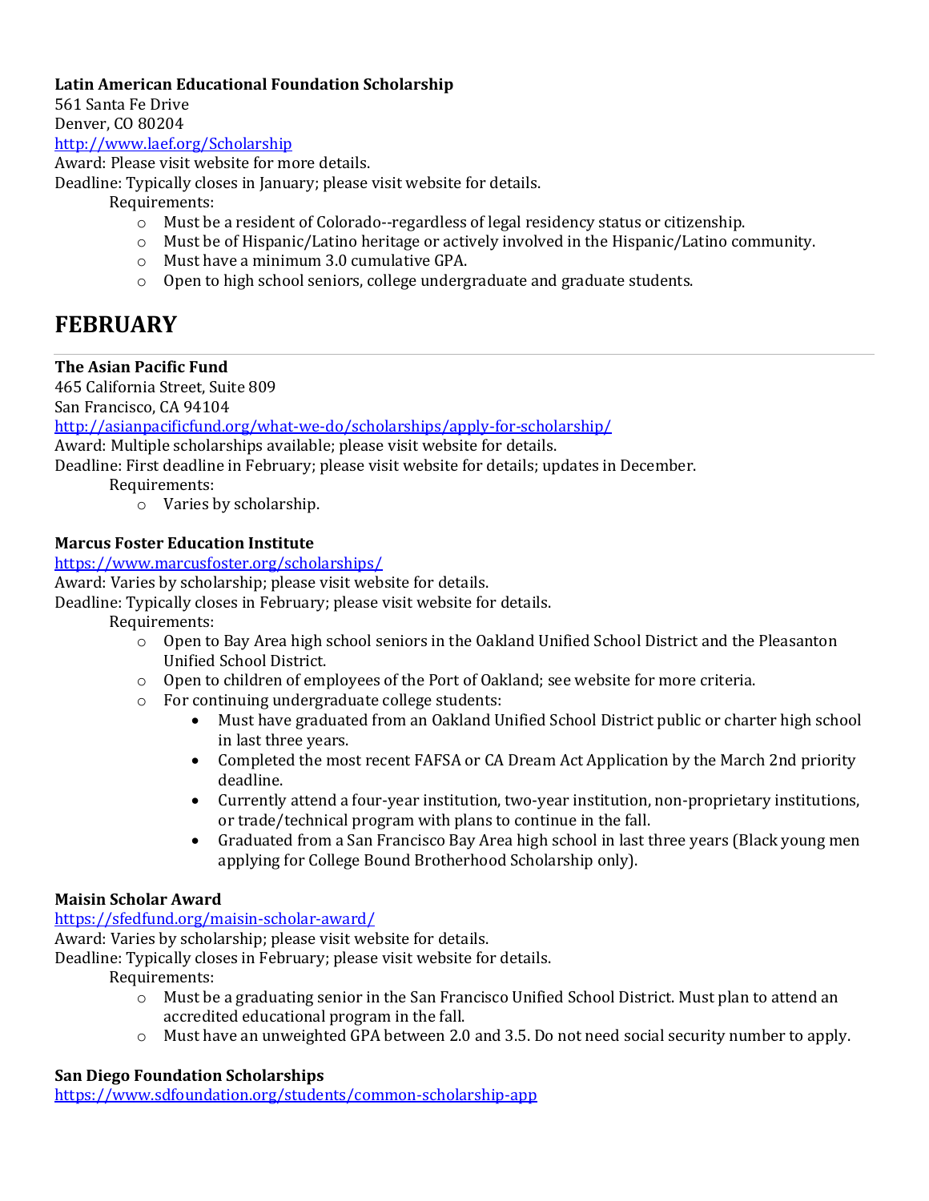**Latin American Educational Foundation Scholarship**
561 Santa Fe Drive
Denver, CO 80204
[http://www.laef.org/Scholarship](http://www.laef.org/Scholarship)
Award: Please visit website for more details.
Deadline: Typically closes in January; please visit website for details.

Requirements:

- Must be a resident of Colorado--regardless of legal residency status or citizenship.
- Must be of Hispanic/Latino heritage or actively involved in the Hispanic/Latino community.
- Must have a minimum 3.0 cumulative GPA.
- Open to high school seniors, college undergraduate and graduate students.

# FEBRUARY

---

**The Asian Pacific Fund**
465 California Street, Suite 809
San Francisco, CA 94104
[http://asianpacificfund.org/what-we-do/scholarships/apply-for-scholarship/](http://asianpacificfund.org/what-we-do/scholarships/apply-for-scholarship/)
Award: Multiple scholarships available; please visit website for details.
Deadline: First deadline in February; please visit website for details; updates in December.

Requirements:

- Varies by scholarship.

**Marcus Foster Education Institute**
[https://www.marcusfoster.org/scholarships/](https://www.marcusfoster.org/scholarships/)
Award: Varies by scholarship; please visit website for details.
Deadline: Typically closes in February; please visit website for details.

Requirements:

- Open to Bay Area high school seniors in the Oakland Unified School District and the Pleasanton Unified School District.
- Open to children of employees of the Port of Oakland; see website for more criteria.
- For continuing undergraduate college students:
  - Must have graduated from an Oakland Unified School District public or charter high school in last three years.
  - Completed the most recent FAFSA or CA Dream Act Application by the March 2nd priority deadline.
  - Currently attend a four-year institution, two-year institution, non-proprietary institutions, or trade/technical program with plans to continue in the fall.
  - Graduated from a San Francisco Bay Area high school in last three years (Black young men applying for College Bound Brotherhood Scholarship only).

**Maisin Scholar Award**
[https://sfedfund.org/maisin-scholar-award/](https://sfedfund.org/maisin-scholar-award/)
Award: Varies by scholarship; please visit website for details.
Deadline: Typically closes in February; please visit website for details.

Requirements:

- Must be a graduating senior in the San Francisco Unified School District. Must plan to attend an accredited educational program in the fall.
- Must have an unweighted GPA between 2.0 and 3.5. Do not need social security number to apply.

**San Diego Foundation Scholarships**
[https://www.sdfoundation.org/students/common-scholarship-app](https://www.sdfoundation.org/students/common-scholarship-app)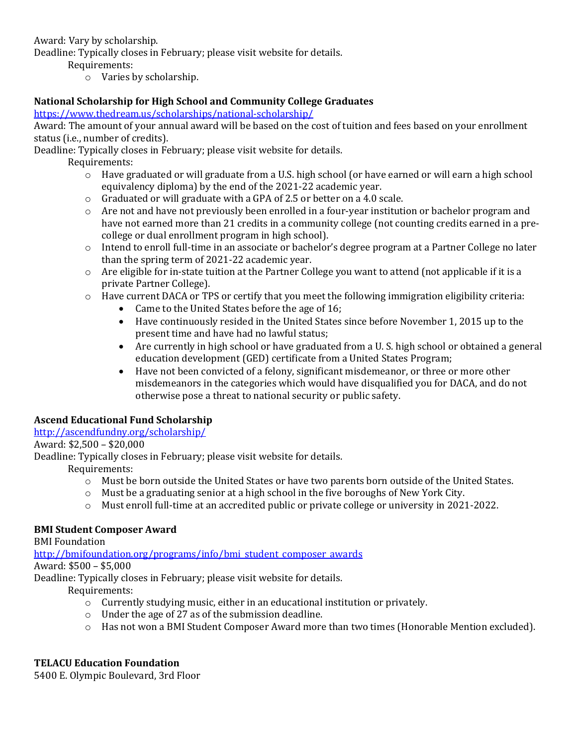Award: Vary by scholarship.

Deadline: Typically closes in February; please visit website for details.

Requirements:

- Varies by scholarship.

**National Scholarship for High School and Community College Graduates**

https://www.thedream.us/scholarships/national-scholarship/

Award: The amount of your annual award will be based on the cost of tuition and fees based on your enrollment status (i.e., number of credits).

Deadline: Typically closes in February; please visit website for details.

Requirements:

- Have graduated or will graduate from a U.S. high school (or have earned or will earn a high school equivalency diploma) by the end of the 2021-22 academic year.
- Graduated or will graduate with a GPA of 2.5 or better on a 4.0 scale.
- Are not and have not previously been enrolled in a four-year institution or bachelor program and have not earned more than 21 credits in a community college (not counting credits earned in a pre-college or dual enrollment program in high school).
- Intend to enroll full-time in an associate or bachelor's degree program at a Partner College no later than the spring term of 2021-22 academic year.
- Are eligible for in-state tuition at the Partner College you want to attend (not applicable if it is a private Partner College).
- Have current DACA or TPS or certify that you meet the following immigration eligibility criteria:
  - Came to the United States before the age of 16;
  - Have continuously resided in the United States since before November 1, 2015 up to the present time and have had no lawful status;
  - Are currently in high school or have graduated from a U. S. high school or obtained a general education development (GED) certificate from a United States Program;
  - Have not been convicted of a felony, significant misdemeanor, or three or more other misdemeanors in the categories which would have disqualified you for DACA, and do not otherwise pose a threat to national security or public safety.

**Ascend Educational Fund Scholarship**

http://ascendfundny.org/scholarship/

Award: $2,500 – $20,000

Deadline: Typically closes in February; please visit website for details.

Requirements:

- Must be born outside the United States or have two parents born outside of the United States.
- Must be a graduating senior at a high school in the five boroughs of New York City.
- Must enroll full-time at an accredited public or private college or university in 2021-2022.

**BMI Student Composer Award**

BMI Foundation

http://bmifoundation.org/programs/info/bmi_student_composer_awards

Award: $500 – $5,000

Deadline: Typically closes in February; please visit website for details.

Requirements:

- Currently studying music, either in an educational institution or privately.
- Under the age of 27 as of the submission deadline.
- Has not won a BMI Student Composer Award more than two times (Honorable Mention excluded).

**TELACU Education Foundation**

5400 E. Olympic Boulevard, 3rd Floor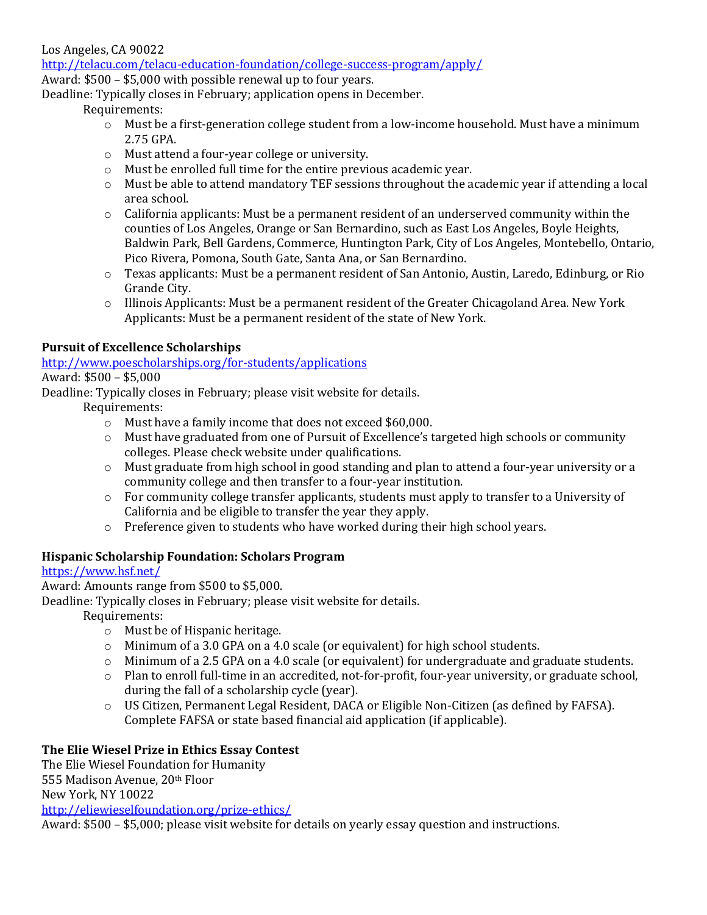Los Angeles, CA 90022

http://telacu.com/telacu-education-foundation/college-success-program/apply/

Award: $500 – $5,000 with possible renewal up to four years.

Deadline: Typically closes in February; application opens in December.

Requirements:

- Must be a first-generation college student from a low-income household. Must have a minimum 2.75 GPA.
- Must attend a four-year college or university.
- Must be enrolled full time for the entire previous academic year.
- Must be able to attend mandatory TEF sessions throughout the academic year if attending a local area school.
- California applicants: Must be a permanent resident of an underserved community within the counties of Los Angeles, Orange or San Bernardino, such as East Los Angeles, Boyle Heights, Baldwin Park, Bell Gardens, Commerce, Huntington Park, City of Los Angeles, Montebello, Ontario, Pico Rivera, Pomona, South Gate, Santa Ana, or San Bernardino.
- Texas applicants: Must be a permanent resident of San Antonio, Austin, Laredo, Edinburg, or Rio Grande City.
- Illinois Applicants: Must be a permanent resident of the Greater Chicagoland Area. New York Applicants: Must be a permanent resident of the state of New York.

**Pursuit of Excellence Scholarships**

http://www.poescholarships.org/for-students/applications

Award: $500 – $5,000

Deadline: Typically closes in February; please visit website for details.

Requirements:

- Must have a family income that does not exceed $60,000.
- Must have graduated from one of Pursuit of Excellence's targeted high schools or community colleges. Please check website under qualifications.
- Must graduate from high school in good standing and plan to attend a four-year university or a community college and then transfer to a four-year institution.
- For community college transfer applicants, students must apply to transfer to a University of California and be eligible to transfer the year they apply.
- Preference given to students who have worked during their high school years.

**Hispanic Scholarship Foundation: Scholars Program**

https://www.hsf.net/

Award: Amounts range from $500 to $5,000.

Deadline: Typically closes in February; please visit website for details.

Requirements:

- Must be of Hispanic heritage.
- Minimum of a 3.0 GPA on a 4.0 scale (or equivalent) for high school students.
- Minimum of a 2.5 GPA on a 4.0 scale (or equivalent) for undergraduate and graduate students.
- Plan to enroll full-time in an accredited, not-for-profit, four-year university, or graduate school, during the fall of a scholarship cycle (year).
- US Citizen, Permanent Legal Resident, DACA or Eligible Non-Citizen (as defined by FAFSA). Complete FAFSA or state based financial aid application (if applicable).

**The Elie Wiesel Prize in Ethics Essay Contest**

The Elie Wiesel Foundation for Humanity

555 Madison Avenue, 20th Floor

New York, NY 10022

http://eliewieselfoundation.org/prize-ethics/

Award: $500 – $5,000; please visit website for details on yearly essay question and instructions.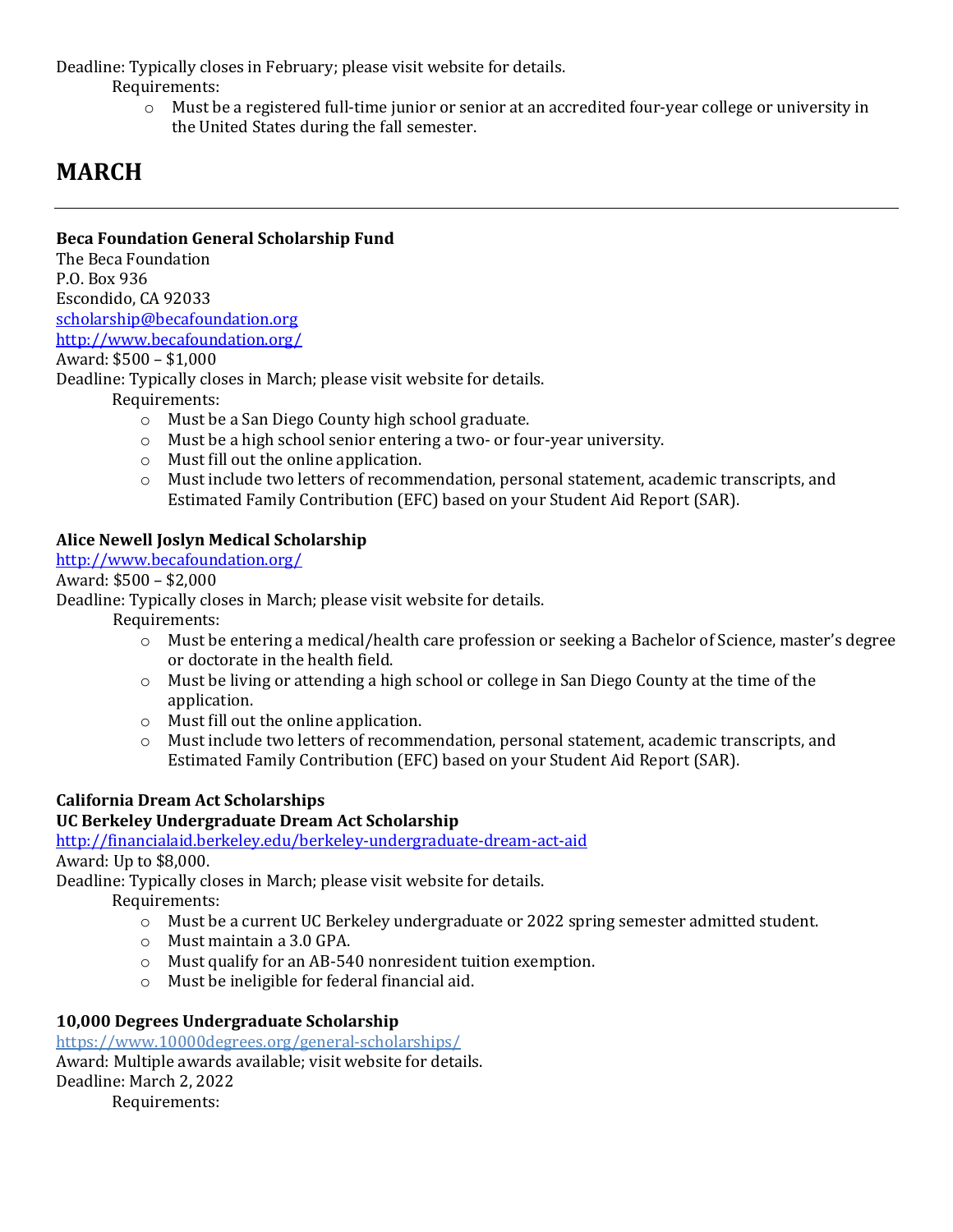Deadline: Typically closes in February; please visit website for details.

Requirements:

- Must be a registered full-time junior or senior at an accredited four-year college or university in the United States during the fall semester.

# MARCH

---

**Beca Foundation General Scholarship Fund**
The Beca Foundation
P.O. Box 936
Escondido, CA 92033
scholarship@becafoundation.org
http://www.becafoundation.org/
Award: $500 – $1,000
Deadline: Typically closes in March; please visit website for details.

Requirements:

- Must be a San Diego County high school graduate.
- Must be a high school senior entering a two- or four-year university.
- Must fill out the online application.
- Must include two letters of recommendation, personal statement, academic transcripts, and Estimated Family Contribution (EFC) based on your Student Aid Report (SAR).

**Alice Newell Joslyn Medical Scholarship**
http://www.becafoundation.org/
Award: $500 – $2,000
Deadline: Typically closes in March; please visit website for details.

Requirements:

- Must be entering a medical/health care profession or seeking a Bachelor of Science, master's degree or doctorate in the health field.
- Must be living or attending a high school or college in San Diego County at the time of the application.
- Must fill out the online application.
- Must include two letters of recommendation, personal statement, academic transcripts, and Estimated Family Contribution (EFC) based on your Student Aid Report (SAR).

**California Dream Act Scholarships**
**UC Berkeley Undergraduate Dream Act Scholarship**
http://financialaid.berkeley.edu/berkeley-undergraduate-dream-act-aid
Award: Up to $8,000.
Deadline: Typically closes in March; please visit website for details.

Requirements:

- Must be a current UC Berkeley undergraduate or 2022 spring semester admitted student.
- Must maintain a 3.0 GPA.
- Must qualify for an AB-540 nonresident tuition exemption.
- Must be ineligible for federal financial aid.

**10,000 Degrees Undergraduate Scholarship**
https://www.10000degrees.org/general-scholarships/
Award: Multiple awards available; visit website for details.
Deadline: March 2, 2022

Requirements: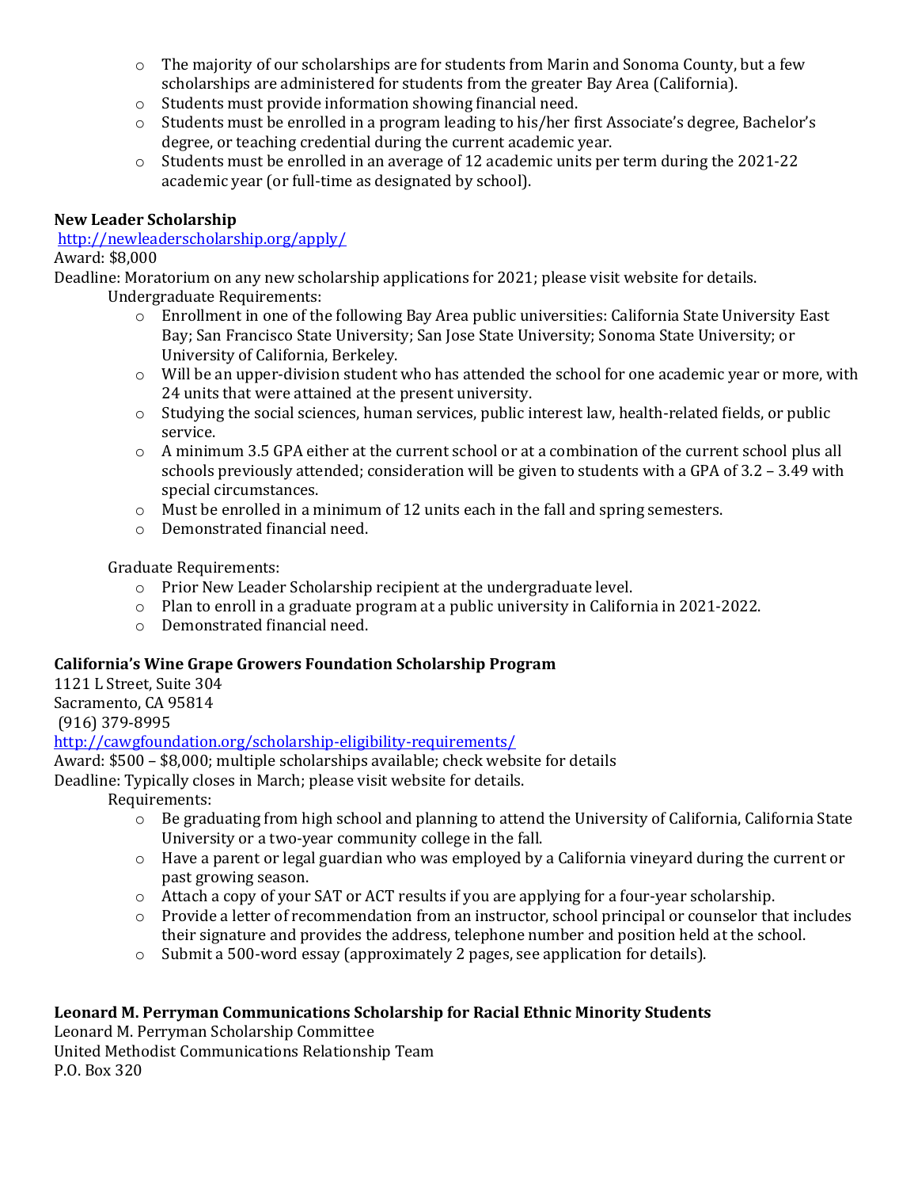- The majority of our scholarships are for students from Marin and Sonoma County, but a few scholarships are administered for students from the greater Bay Area (California).
- Students must provide information showing financial need.
- Students must be enrolled in a program leading to his/her first Associate's degree, Bachelor's degree, or teaching credential during the current academic year.
- Students must be enrolled in an average of 12 academic units per term during the 2021-22 academic year (or full-time as designated by school).

**New Leader Scholarship**
[http://newleaderscholarship.org/apply/](http://newleaderscholarship.org/apply/)
Award: $8,000
Deadline: Moratorium on any new scholarship applications for 2021; please visit website for details.

Undergraduate Requirements:

- Enrollment in one of the following Bay Area public universities: California State University East Bay; San Francisco State University; San Jose State University; Sonoma State University; or University of California, Berkeley.
- Will be an upper-division student who has attended the school for one academic year or more, with 24 units that were attained at the present university.
- Studying the social sciences, human services, public interest law, health-related fields, or public service.
- A minimum 3.5 GPA either at the current school or at a combination of the current school plus all schools previously attended; consideration will be given to students with a GPA of 3.2 – 3.49 with special circumstances.
- Must be enrolled in a minimum of 12 units each in the fall and spring semesters.
- Demonstrated financial need.

Graduate Requirements:

- Prior New Leader Scholarship recipient at the undergraduate level.
- Plan to enroll in a graduate program at a public university in California in 2021-2022.
- Demonstrated financial need.

**California's Wine Grape Growers Foundation Scholarship Program**
1121 L Street, Suite 304
Sacramento, CA 95814
(916) 379-8995
[http://cawgfoundation.org/scholarship-eligibility-requirements/](http://cawgfoundation.org/scholarship-eligibility-requirements/)
Award: $500 – $8,000; multiple scholarships available; check website for details
Deadline: Typically closes in March; please visit website for details.

Requirements:

- Be graduating from high school and planning to attend the University of California, California State University or a two-year community college in the fall.
- Have a parent or legal guardian who was employed by a California vineyard during the current or past growing season.
- Attach a copy of your SAT or ACT results if you are applying for a four-year scholarship.
- Provide a letter of recommendation from an instructor, school principal or counselor that includes their signature and provides the address, telephone number and position held at the school.
- Submit a 500-word essay (approximately 2 pages, see application for details).

**Leonard M. Perryman Communications Scholarship for Racial Ethnic Minority Students**
Leonard M. Perryman Scholarship Committee
United Methodist Communications Relationship Team
P.O. Box 320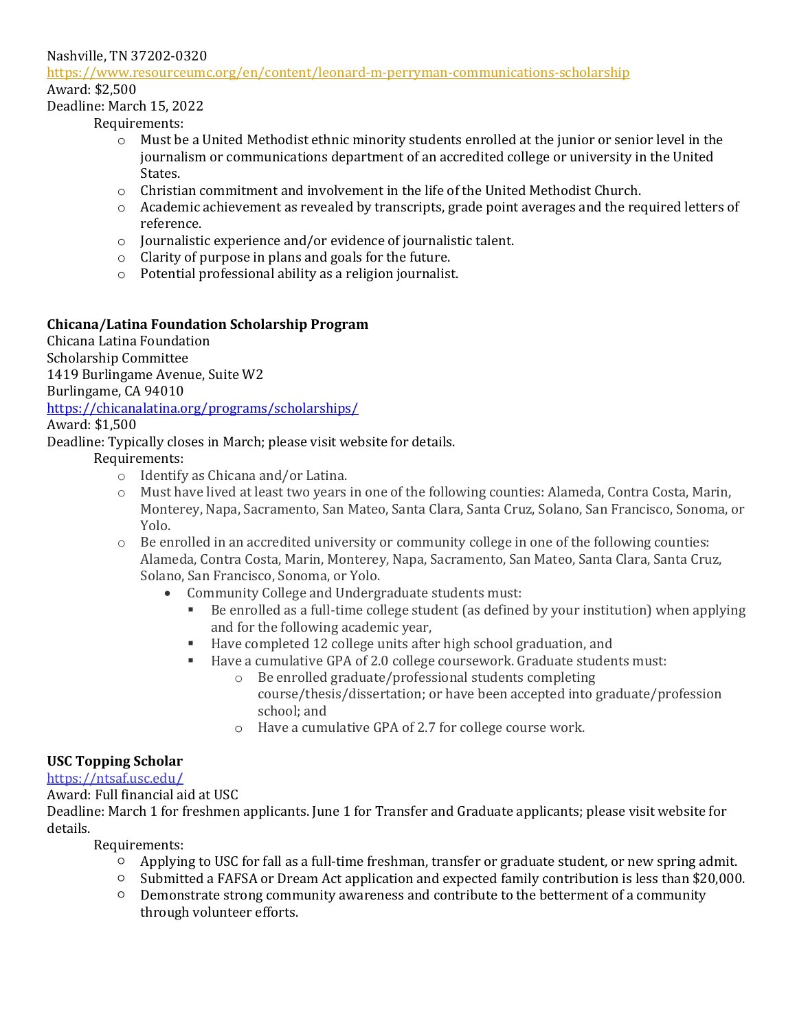Nashville, TN 37202-0320
https://www.resourceumc.org/en/content/leonard-m-perryman-communications-scholarship
Award: $2,500
Deadline: March 15, 2022

Requirements:

- Must be a United Methodist ethnic minority students enrolled at the junior or senior level in the journalism or communications department of an accredited college or university in the United States.
- Christian commitment and involvement in the life of the United Methodist Church.
- Academic achievement as revealed by transcripts, grade point averages and the required letters of reference.
- Journalistic experience and/or evidence of journalistic talent.
- Clarity of purpose in plans and goals for the future.
- Potential professional ability as a religion journalist.

**Chicana/Latina Foundation Scholarship Program**
Chicana Latina Foundation
Scholarship Committee
1419 Burlingame Avenue, Suite W2
Burlingame, CA 94010
https://chicanalatina.org/programs/scholarships/
Award: $1,500
Deadline: Typically closes in March; please visit website for details.

Requirements:

- Identify as Chicana and/or Latina.
- Must have lived at least two years in one of the following counties: Alameda, Contra Costa, Marin, Monterey, Napa, Sacramento, San Mateo, Santa Clara, Santa Cruz, Solano, San Francisco, Sonoma, or Yolo.
- Be enrolled in an accredited university or community college in one of the following counties: Alameda, Contra Costa, Marin, Monterey, Napa, Sacramento, San Mateo, Santa Clara, Santa Cruz, Solano, San Francisco, Sonoma, or Yolo.
  - Community College and Undergraduate students must:
    - Be enrolled as a full-time college student (as defined by your institution) when applying and for the following academic year,
    - Have completed 12 college units after high school graduation, and
    - Have a cumulative GPA of 2.0 college coursework. Graduate students must:
      - Be enrolled graduate/professional students completing course/thesis/dissertation; or have been accepted into graduate/profession school; and
      - Have a cumulative GPA of 2.7 for college course work.

**USC Topping Scholar**
https://ntsaf.usc.edu/
Award: Full financial aid at USC
Deadline: March 1 for freshmen applicants. June 1 for Transfer and Graduate applicants; please visit website for details.

Requirements:

- Applying to USC for fall as a full-time freshman, transfer or graduate student, or new spring admit.
- Submitted a FAFSA or Dream Act application and expected family contribution is less than $20,000.
- Demonstrate strong community awareness and contribute to the betterment of a community through volunteer efforts.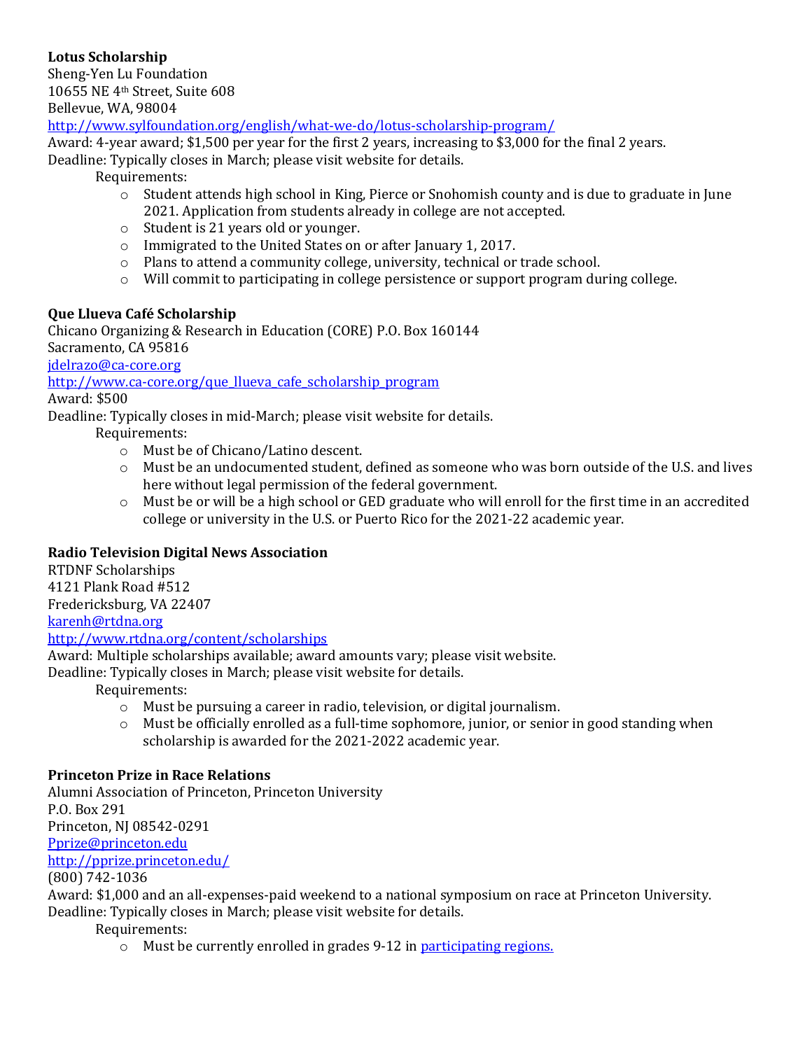**Lotus Scholarship**
Sheng-Yen Lu Foundation
10655 NE 4th Street, Suite 608
Bellevue, WA, 98004
http://www.sylfoundation.org/english/what-we-do/lotus-scholarship-program/
Award: 4-year award; $1,500 per year for the first 2 years, increasing to $3,000 for the final 2 years.
Deadline: Typically closes in March; please visit website for details.

Requirements:

- Student attends high school in King, Pierce or Snohomish county and is due to graduate in June 2021. Application from students already in college are not accepted.
- Student is 21 years old or younger.
- Immigrated to the United States on or after January 1, 2017.
- Plans to attend a community college, university, technical or trade school.
- Will commit to participating in college persistence or support program during college.

**Que Llueva Café Scholarship**
Chicano Organizing & Research in Education (CORE) P.O. Box 160144
Sacramento, CA 95816
jdelrazo@ca-core.org
http://www.ca-core.org/que_llueva_cafe_scholarship_program
Award: $500
Deadline: Typically closes in mid-March; please visit website for details.

Requirements:

- Must be of Chicano/Latino descent.
- Must be an undocumented student, defined as someone who was born outside of the U.S. and lives here without legal permission of the federal government.
- Must be or will be a high school or GED graduate who will enroll for the first time in an accredited college or university in the U.S. or Puerto Rico for the 2021-22 academic year.

**Radio Television Digital News Association**
RTDNF Scholarships
4121 Plank Road #512
Fredericksburg, VA 22407
karenh@rtdna.org
http://www.rtdna.org/content/scholarships
Award: Multiple scholarships available; award amounts vary; please visit website.
Deadline: Typically closes in March; please visit website for details.

Requirements:

- Must be pursuing a career in radio, television, or digital journalism.
- Must be officially enrolled as a full-time sophomore, junior, or senior in good standing when scholarship is awarded for the 2021-2022 academic year.

**Princeton Prize in Race Relations**
Alumni Association of Princeton, Princeton University
P.O. Box 291
Princeton, NJ 08542-0291
Pprize@princeton.edu
http://pprize.princeton.edu/
(800) 742-1036
Award: $1,000 and an all-expenses-paid weekend to a national symposium on race at Princeton University.
Deadline: Typically closes in March; please visit website for details.

Requirements:

- Must be currently enrolled in grades 9-12 in participating regions.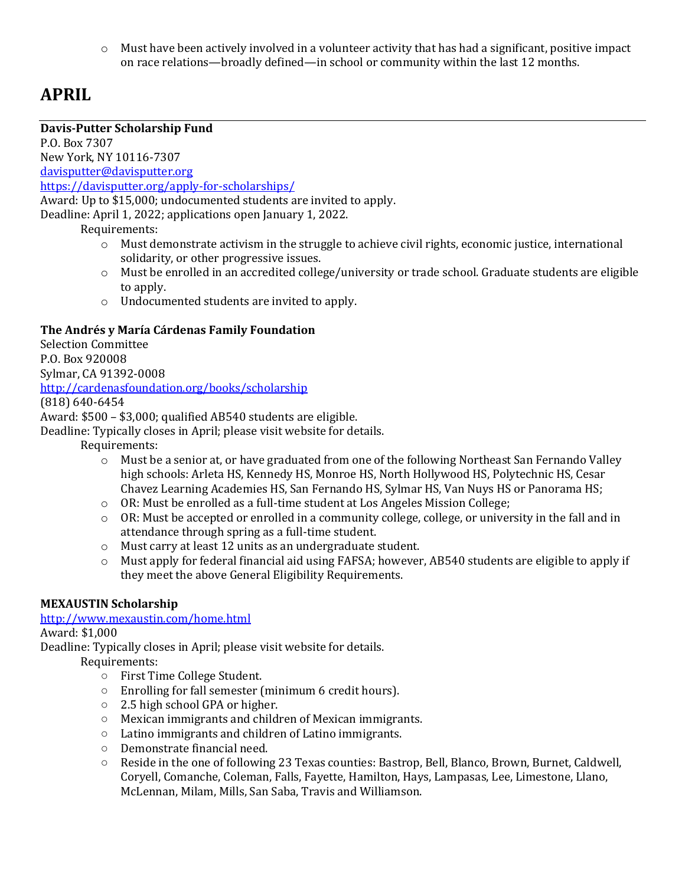- Must have been actively involved in a volunteer activity that has had a significant, positive impact on race relations—broadly defined—in school or community within the last 12 months.

# APRIL

**Davis-Putter Scholarship Fund**
P.O. Box 7307
New York, NY 10116-7307
davisputter@davisputter.org
https://davisputter.org/apply-for-scholarships/
Award: Up to $15,000; undocumented students are invited to apply.
Deadline: April 1, 2022; applications open January 1, 2022.

Requirements:

- Must demonstrate activism in the struggle to achieve civil rights, economic justice, international solidarity, or other progressive issues.
- Must be enrolled in an accredited college/university or trade school. Graduate students are eligible to apply.
- Undocumented students are invited to apply.

**The Andrés y María Cárdenas Family Foundation**
Selection Committee
P.O. Box 920008
Sylmar, CA 91392-0008
http://cardenasfoundation.org/books/scholarship
(818) 640-6454
Award: $500 – $3,000; qualified AB540 students are eligible.
Deadline: Typically closes in April; please visit website for details.

Requirements:

- Must be a senior at, or have graduated from one of the following Northeast San Fernando Valley high schools: Arleta HS, Kennedy HS, Monroe HS, North Hollywood HS, Polytechnic HS, Cesar Chavez Learning Academies HS, San Fernando HS, Sylmar HS, Van Nuys HS or Panorama HS;
- OR: Must be enrolled as a full-time student at Los Angeles Mission College;
- OR: Must be accepted or enrolled in a community college, college, or university in the fall and in attendance through spring as a full-time student.
- Must carry at least 12 units as an undergraduate student.
- Must apply for federal financial aid using FAFSA; however, AB540 students are eligible to apply if they meet the above General Eligibility Requirements.

**MEXAUSTIN Scholarship**
http://www.mexaustin.com/home.html
Award: $1,000
Deadline: Typically closes in April; please visit website for details.

Requirements:

- First Time College Student.
- Enrolling for fall semester (minimum 6 credit hours).
- 2.5 high school GPA or higher.
- Mexican immigrants and children of Mexican immigrants.
- Latino immigrants and children of Latino immigrants.
- Demonstrate financial need.
- Reside in the one of following 23 Texas counties: Bastrop, Bell, Blanco, Brown, Burnet, Caldwell, Coryell, Comanche, Coleman, Falls, Fayette, Hamilton, Hays, Lampasas, Lee, Limestone, Llano, McLennan, Milam, Mills, San Saba, Travis and Williamson.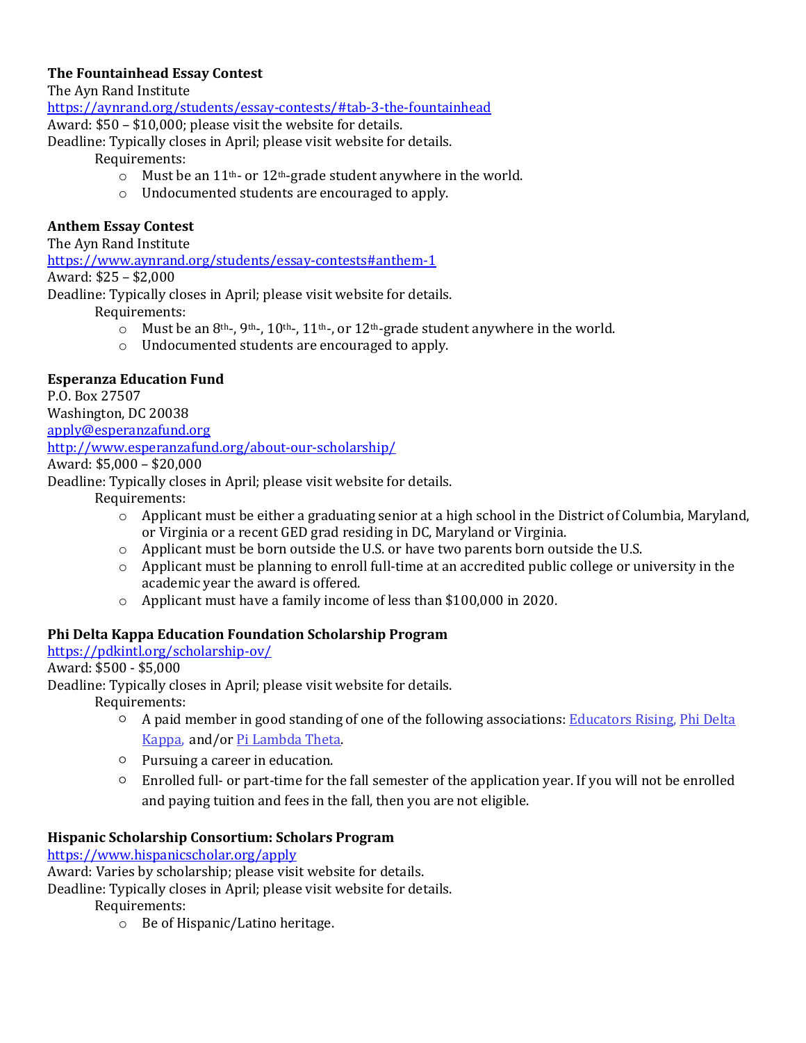**The Fountainhead Essay Contest**
The Ayn Rand Institute
https://aynrand.org/students/essay-contests/#tab-3-the-fountainhead
Award: $50 – $10,000; please visit the website for details.
Deadline: Typically closes in April; please visit website for details.

Requirements:

- Must be an 11th- or 12th-grade student anywhere in the world.
- Undocumented students are encouraged to apply.

**Anthem Essay Contest**
The Ayn Rand Institute
https://www.aynrand.org/students/essay-contests#anthem-1
Award: $25 – $2,000
Deadline: Typically closes in April; please visit website for details.

Requirements:

- Must be an 8th-, 9th-, 10th-, 11th-, or 12th-grade student anywhere in the world.
- Undocumented students are encouraged to apply.

**Esperanza Education Fund**
P.O. Box 27507
Washington, DC 20038
apply@esperanzafund.org
http://www.esperanzafund.org/about-our-scholarship/
Award: $5,000 – $20,000
Deadline: Typically closes in April; please visit website for details.

Requirements:

- Applicant must be either a graduating senior at a high school in the District of Columbia, Maryland, or Virginia or a recent GED grad residing in DC, Maryland or Virginia.
- Applicant must be born outside the U.S. or have two parents born outside the U.S.
- Applicant must be planning to enroll full-time at an accredited public college or university in the academic year the award is offered.
- Applicant must have a family income of less than $100,000 in 2020.

**Phi Delta Kappa Education Foundation Scholarship Program**
https://pdkintl.org/scholarship-ov/
Award: $500 - $5,000
Deadline: Typically closes in April; please visit website for details.

Requirements:

- A paid member in good standing of one of the following associations: Educators Rising, Phi Delta Kappa, and/or Pi Lambda Theta.
- Pursuing a career in education.
- Enrolled full- or part-time for the fall semester of the application year. If you will not be enrolled and paying tuition and fees in the fall, then you are not eligible.

**Hispanic Scholarship Consortium: Scholars Program**
https://www.hispanicscholar.org/apply
Award: Varies by scholarship; please visit website for details.
Deadline: Typically closes in April; please visit website for details.

Requirements:

- Be of Hispanic/Latino heritage.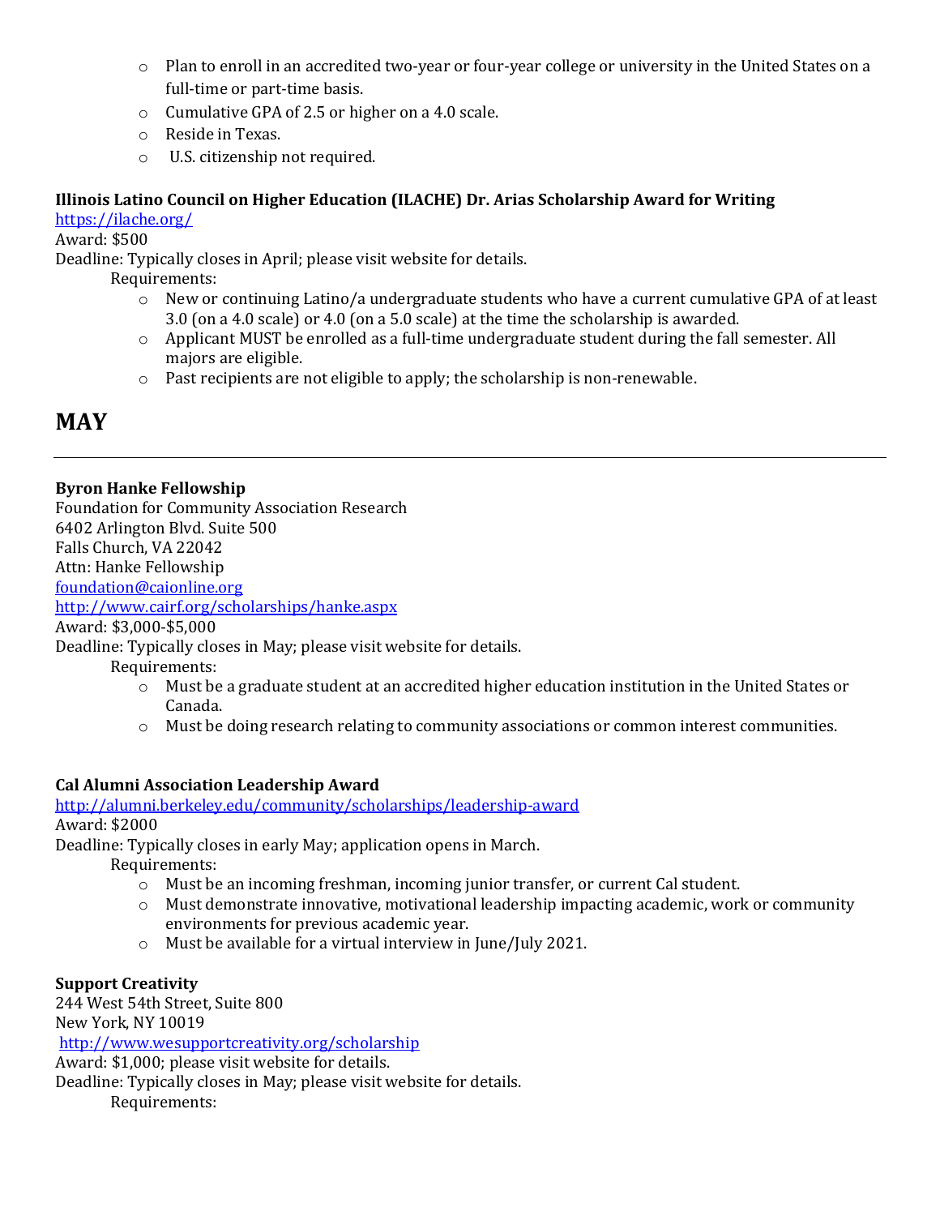- Plan to enroll in an accredited two-year or four-year college or university in the United States on a full-time or part-time basis.
- Cumulative GPA of 2.5 or higher on a 4.0 scale.
- Reside in Texas.
- U.S. citizenship not required.

**Illinois Latino Council on Higher Education (ILACHE) Dr. Arias Scholarship Award for Writing**
https://ilache.org/
Award: $500
Deadline: Typically closes in April; please visit website for details.
Requirements:

- New or continuing Latino/a undergraduate students who have a current cumulative GPA of at least 3.0 (on a 4.0 scale) or 4.0 (on a 5.0 scale) at the time the scholarship is awarded.
- Applicant MUST be enrolled as a full-time undergraduate student during the fall semester. All majors are eligible.
- Past recipients are not eligible to apply; the scholarship is non-renewable.

# MAY

---

**Byron Hanke Fellowship**
Foundation for Community Association Research
6402 Arlington Blvd. Suite 500
Falls Church, VA 22042
Attn: Hanke Fellowship
foundation@caionline.org
http://www.cairf.org/scholarships/hanke.aspx
Award: $3,000-$5,000
Deadline: Typically closes in May; please visit website for details.
Requirements:

- Must be a graduate student at an accredited higher education institution in the United States or Canada.
- Must be doing research relating to community associations or common interest communities.

**Cal Alumni Association Leadership Award**
http://alumni.berkeley.edu/community/scholarships/leadership-award
Award: $2000
Deadline: Typically closes in early May; application opens in March.
Requirements:

- Must be an incoming freshman, incoming junior transfer, or current Cal student.
- Must demonstrate innovative, motivational leadership impacting academic, work or community environments for previous academic year.
- Must be available for a virtual interview in June/July 2021.

**Support Creativity**
244 West 54th Street, Suite 800
New York, NY 10019
http://www.wesupportcreativity.org/scholarship
Award: $1,000; please visit website for details.
Deadline: Typically closes in May; please visit website for details.
Requirements: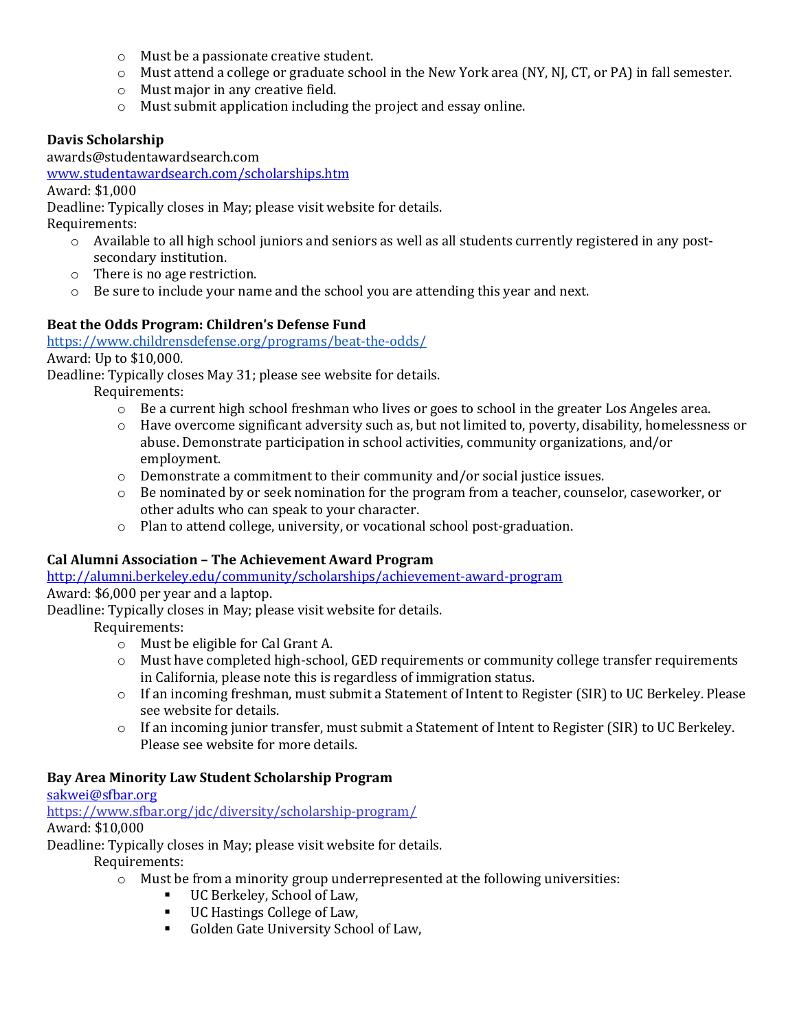- Must be a passionate creative student.
- Must attend a college or graduate school in the New York area (NY, NJ, CT, or PA) in fall semester.
- Must major in any creative field.
- Must submit application including the project and essay online.

**Davis Scholarship**
awards@studentawardsearch.com
[www.studentawardsearch.com/scholarships.htm](www.studentawardsearch.com/scholarships.htm)
Award: $1,000
Deadline: Typically closes in May; please visit website for details.
Requirements:

- Available to all high school juniors and seniors as well as all students currently registered in any post-secondary institution.
- There is no age restriction.
- Be sure to include your name and the school you are attending this year and next.

**Beat the Odds Program: Children's Defense Fund**
[https://www.childrensdefense.org/programs/beat-the-odds/](https://www.childrensdefense.org/programs/beat-the-odds/)
Award: Up to $10,000.
Deadline: Typically closes May 31; please see website for details.
Requirements:

- Be a current high school freshman who lives or goes to school in the greater Los Angeles area.
- Have overcome significant adversity such as, but not limited to, poverty, disability, homelessness or abuse. Demonstrate participation in school activities, community organizations, and/or employment.
- Demonstrate a commitment to their community and/or social justice issues.
- Be nominated by or seek nomination for the program from a teacher, counselor, caseworker, or other adults who can speak to your character.
- Plan to attend college, university, or vocational school post-graduation.

**Cal Alumni Association – The Achievement Award Program**
[http://alumni.berkeley.edu/community/scholarships/achievement-award-program](http://alumni.berkeley.edu/community/scholarships/achievement-award-program)
Award: $6,000 per year and a laptop.
Deadline: Typically closes in May; please visit website for details.
Requirements:

- Must be eligible for Cal Grant A.
- Must have completed high-school, GED requirements or community college transfer requirements in California, please note this is regardless of immigration status.
- If an incoming freshman, must submit a Statement of Intent to Register (SIR) to UC Berkeley. Please see website for details.
- If an incoming junior transfer, must submit a Statement of Intent to Register (SIR) to UC Berkeley. Please see website for more details.

**Bay Area Minority Law Student Scholarship Program**
[sakwei@sfbar.org](mailto:sakwei@sfbar.org)
[https://www.sfbar.org/jdc/diversity/scholarship-program/](https://www.sfbar.org/jdc/diversity/scholarship-program/)
Award: $10,000
Deadline: Typically closes in May; please visit website for details.
Requirements:

- Must be from a minority group underrepresented at the following universities:
  - UC Berkeley, School of Law,
  - UC Hastings College of Law,
  - Golden Gate University School of Law,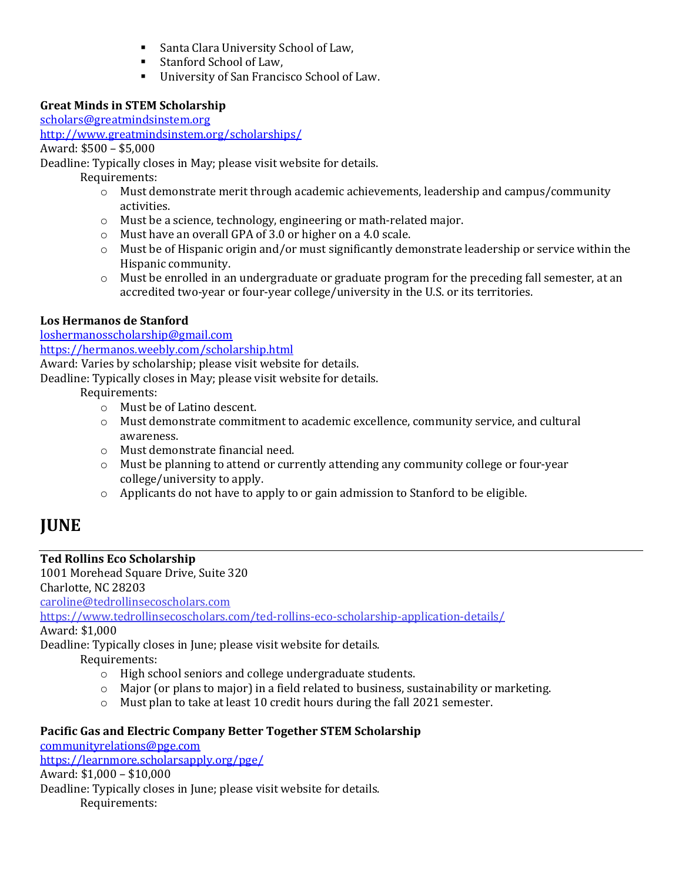- Santa Clara University School of Law,
- Stanford School of Law,
- University of San Francisco School of Law.

**Great Minds in STEM Scholarship**
scholars@greatmindsinstem.org
http://www.greatmindsinstem.org/scholarships/
Award: $500 – $5,000
Deadline: Typically closes in May; please visit website for details.

Requirements:

- Must demonstrate merit through academic achievements, leadership and campus/community activities.
- Must be a science, technology, engineering or math-related major.
- Must have an overall GPA of 3.0 or higher on a 4.0 scale.
- Must be of Hispanic origin and/or must significantly demonstrate leadership or service within the Hispanic community.
- Must be enrolled in an undergraduate or graduate program for the preceding fall semester, at an accredited two-year or four-year college/university in the U.S. or its territories.

**Los Hermanos de Stanford**
loshermanosscholarship@gmail.com
https://hermanos.weebly.com/scholarship.html
Award: Varies by scholarship; please visit website for details.
Deadline: Typically closes in May; please visit website for details.

Requirements:

- Must be of Latino descent.
- Must demonstrate commitment to academic excellence, community service, and cultural awareness.
- Must demonstrate financial need.
- Must be planning to attend or currently attending any community college or four-year college/university to apply.
- Applicants do not have to apply to or gain admission to Stanford to be eligible.

# JUNE

**Ted Rollins Eco Scholarship**
1001 Morehead Square Drive, Suite 320
Charlotte, NC 28203
caroline@tedrollinsecoscholars.com
https://www.tedrollinsecoscholars.com/ted-rollins-eco-scholarship-application-details/
Award: $1,000
Deadline: Typically closes in June; please visit website for details.

Requirements:

- High school seniors and college undergraduate students.
- Major (or plans to major) in a field related to business, sustainability or marketing.
- Must plan to take at least 10 credit hours during the fall 2021 semester.

**Pacific Gas and Electric Company Better Together STEM Scholarship**
communityrelations@pge.com
https://learnmore.scholarsapply.org/pge/
Award: $1,000 – $10,000
Deadline: Typically closes in June; please visit website for details.

Requirements: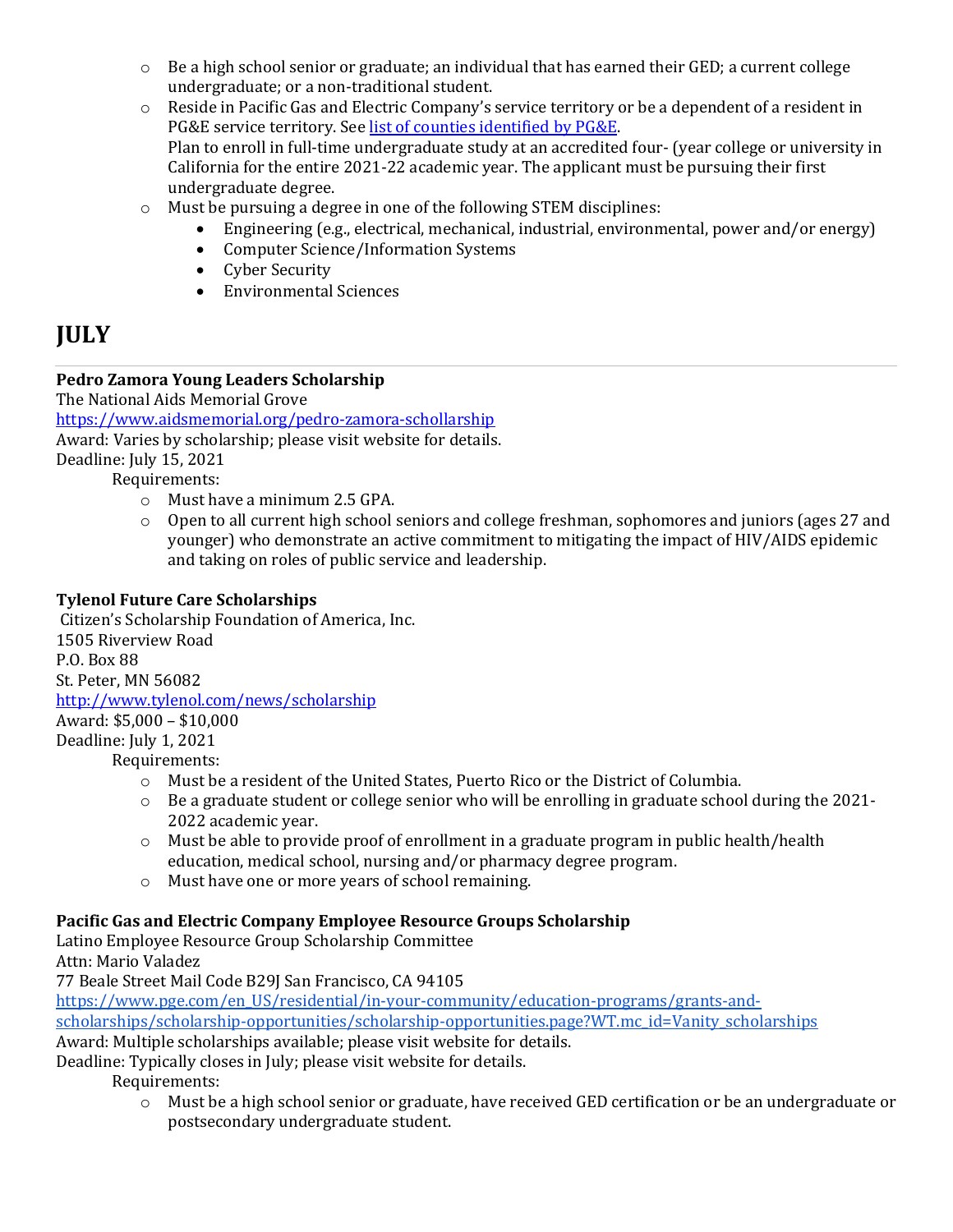- Be a high school senior or graduate; an individual that has earned their GED; a current college undergraduate; or a non-traditional student.
- Reside in Pacific Gas and Electric Company's service territory or be a dependent of a resident in PG&E service territory. See [list of counties identified by PG&E](#).
  Plan to enroll in full-time undergraduate study at an accredited four- (year college or university in California for the entire 2021-22 academic year. The applicant must be pursuing their first undergraduate degree.
- Must be pursuing a degree in one of the following STEM disciplines:
  - Engineering (e.g., electrical, mechanical, industrial, environmental, power and/or energy)
  - Computer Science/Information Systems
  - Cyber Security
  - Environmental Sciences

# JULY

---

**Pedro Zamora Young Leaders Scholarship**
The National Aids Memorial Grove
https://www.aidsmemorial.org/pedro-zamora-schollarship
Award: Varies by scholarship; please visit website for details.
Deadline: July 15, 2021

Requirements:

- Must have a minimum 2.5 GPA.
- Open to all current high school seniors and college freshman, sophomores and juniors (ages 27 and younger) who demonstrate an active commitment to mitigating the impact of HIV/AIDS epidemic and taking on roles of public service and leadership.

**Tylenol Future Care Scholarships**
Citizen's Scholarship Foundation of America, Inc.
1505 Riverview Road
P.O. Box 88
St. Peter, MN 56082
http://www.tylenol.com/news/scholarship
Award: $5,000 – $10,000
Deadline: July 1, 2021

Requirements:

- Must be a resident of the United States, Puerto Rico or the District of Columbia.
- Be a graduate student or college senior who will be enrolling in graduate school during the 2021-2022 academic year.
- Must be able to provide proof of enrollment in a graduate program in public health/health education, medical school, nursing and/or pharmacy degree program.
- Must have one or more years of school remaining.

**Pacific Gas and Electric Company Employee Resource Groups Scholarship**
Latino Employee Resource Group Scholarship Committee
Attn: Mario Valadez
77 Beale Street Mail Code B29J San Francisco, CA 94105
https://www.pge.com/en_US/residential/in-your-community/education-programs/grants-and-scholarships/scholarship-opportunities/scholarship-opportunities.page?WT.mc_id=Vanity_scholarships
Award: Multiple scholarships available; please visit website for details.
Deadline: Typically closes in July; please visit website for details.

Requirements:

- Must be a high school senior or graduate, have received GED certification or be an undergraduate or postsecondary undergraduate student.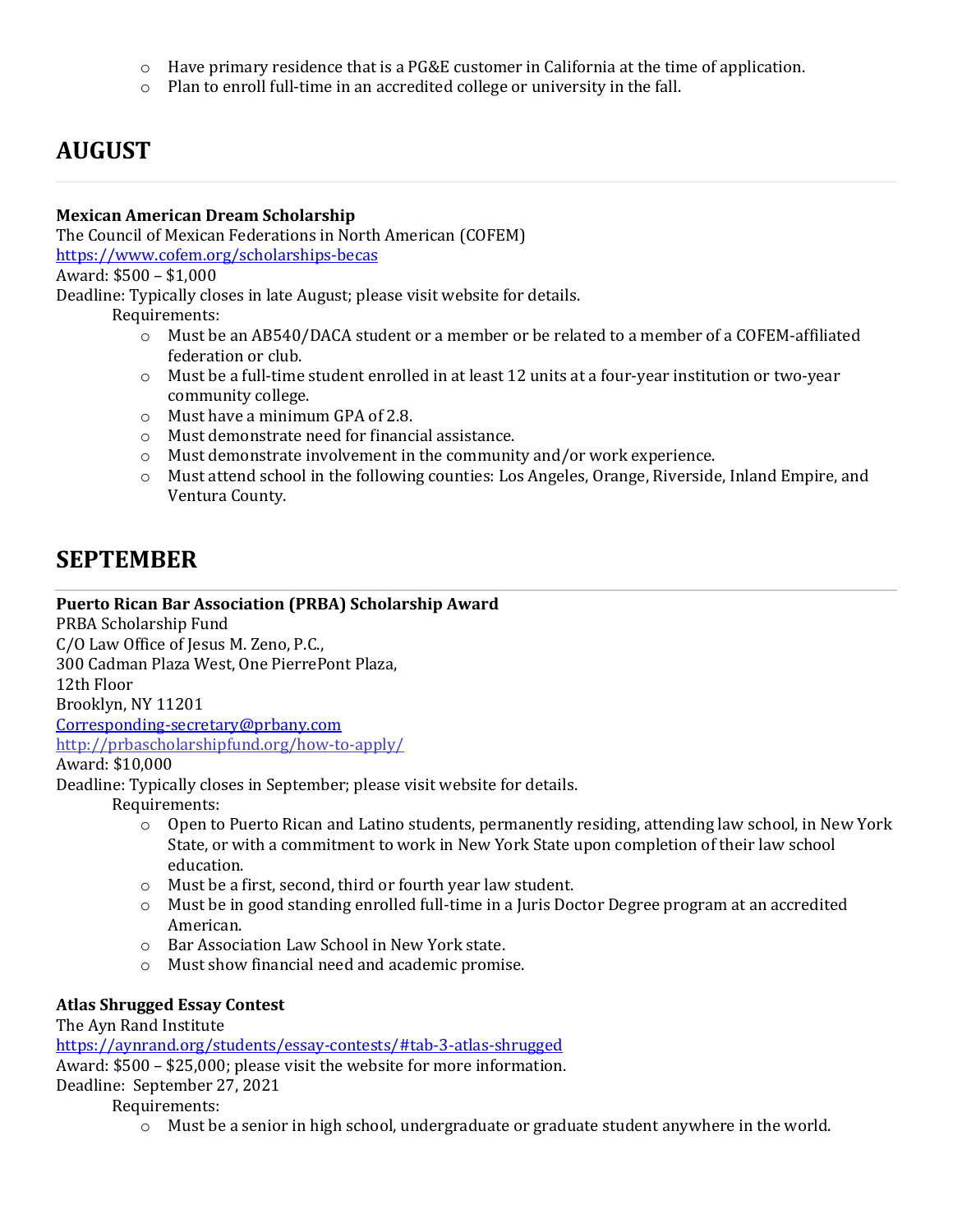- Have primary residence that is a PG&E customer in California at the time of application.
- Plan to enroll full-time in an accredited college or university in the fall.

## AUGUST

**Mexican American Dream Scholarship**
The Council of Mexican Federations in North American (COFEM)
https://www.cofem.org/scholarships-becas
Award: $500 – $1,000
Deadline: Typically closes in late August; please visit website for details.

Requirements:

- Must be an AB540/DACA student or a member or be related to a member of a COFEM-affiliated federation or club.
- Must be a full-time student enrolled in at least 12 units at a four-year institution or two-year community college.
- Must have a minimum GPA of 2.8.
- Must demonstrate need for financial assistance.
- Must demonstrate involvement in the community and/or work experience.
- Must attend school in the following counties: Los Angeles, Orange, Riverside, Inland Empire, and Ventura County.

## SEPTEMBER

**Puerto Rican Bar Association (PRBA) Scholarship Award**
PRBA Scholarship Fund
C/O Law Office of Jesus M. Zeno, P.C.,
300 Cadman Plaza West, One PierrePont Plaza,
12th Floor
Brooklyn, NY 11201
Corresponding-secretary@prbany.com
http://prbascholarshipfund.org/how-to-apply/
Award: $10,000
Deadline: Typically closes in September; please visit website for details.

Requirements:

- Open to Puerto Rican and Latino students, permanently residing, attending law school, in New York State, or with a commitment to work in New York State upon completion of their law school education.
- Must be a first, second, third or fourth year law student.
- Must be in good standing enrolled full-time in a Juris Doctor Degree program at an accredited American.
- Bar Association Law School in New York state.
- Must show financial need and academic promise.

**Atlas Shrugged Essay Contest**
The Ayn Rand Institute
https://aynrand.org/students/essay-contests/#tab-3-atlas-shrugged
Award: $500 – $25,000; please visit the website for more information.
Deadline: September 27, 2021

Requirements:

- Must be a senior in high school, undergraduate or graduate student anywhere in the world.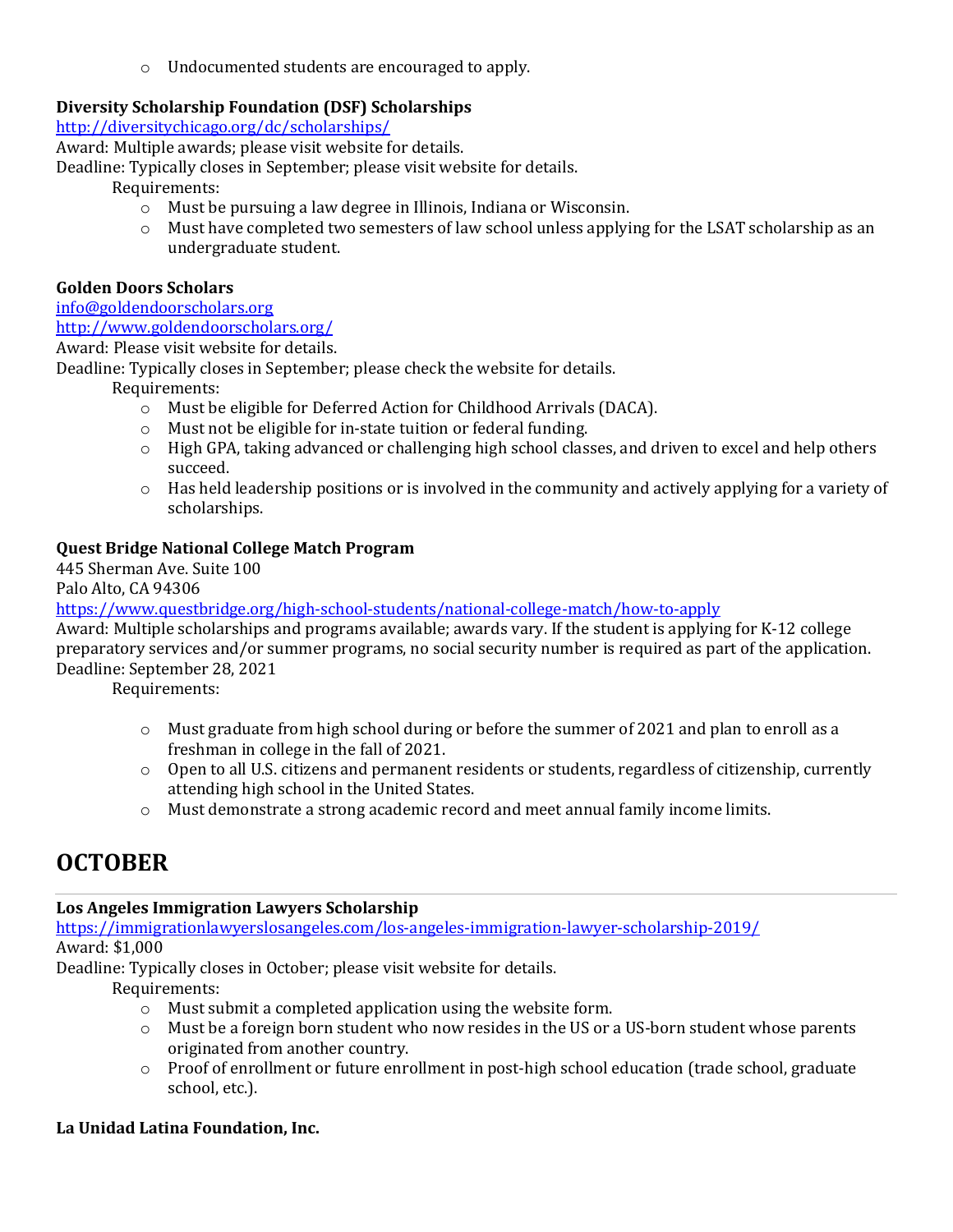- Undocumented students are encouraged to apply.

**Diversity Scholarship Foundation (DSF) Scholarships**
http://diversitychicago.org/dc/scholarships/
Award: Multiple awards; please visit website for details.
Deadline: Typically closes in September; please visit website for details.

Requirements:

- Must be pursuing a law degree in Illinois, Indiana or Wisconsin.
- Must have completed two semesters of law school unless applying for the LSAT scholarship as an undergraduate student.

**Golden Doors Scholars**
info@goldendoorscholars.org
http://www.goldendoorscholars.org/
Award: Please visit website for details.
Deadline: Typically closes in September; please check the website for details.

Requirements:

- Must be eligible for Deferred Action for Childhood Arrivals (DACA).
- Must not be eligible for in-state tuition or federal funding.
- High GPA, taking advanced or challenging high school classes, and driven to excel and help others succeed.
- Has held leadership positions or is involved in the community and actively applying for a variety of scholarships.

**Quest Bridge National College Match Program**
445 Sherman Ave. Suite 100
Palo Alto, CA 94306
https://www.questbridge.org/high-school-students/national-college-match/how-to-apply
Award: Multiple scholarships and programs available; awards vary. If the student is applying for K-12 college preparatory services and/or summer programs, no social security number is required as part of the application.
Deadline: September 28, 2021

Requirements:

- Must graduate from high school during or before the summer of 2021 and plan to enroll as a freshman in college in the fall of 2021.
- Open to all U.S. citizens and permanent residents or students, regardless of citizenship, currently attending high school in the United States.
- Must demonstrate a strong academic record and meet annual family income limits.

# OCTOBER

**Los Angeles Immigration Lawyers Scholarship**
https://immigrationlawyerslosangeles.com/los-angeles-immigration-lawyer-scholarship-2019/
Award: $1,000
Deadline: Typically closes in October; please visit website for details.

Requirements:

- Must submit a completed application using the website form.
- Must be a foreign born student who now resides in the US or a US-born student whose parents originated from another country.
- Proof of enrollment or future enrollment in post-high school education (trade school, graduate school, etc.).

**La Unidad Latina Foundation, Inc.**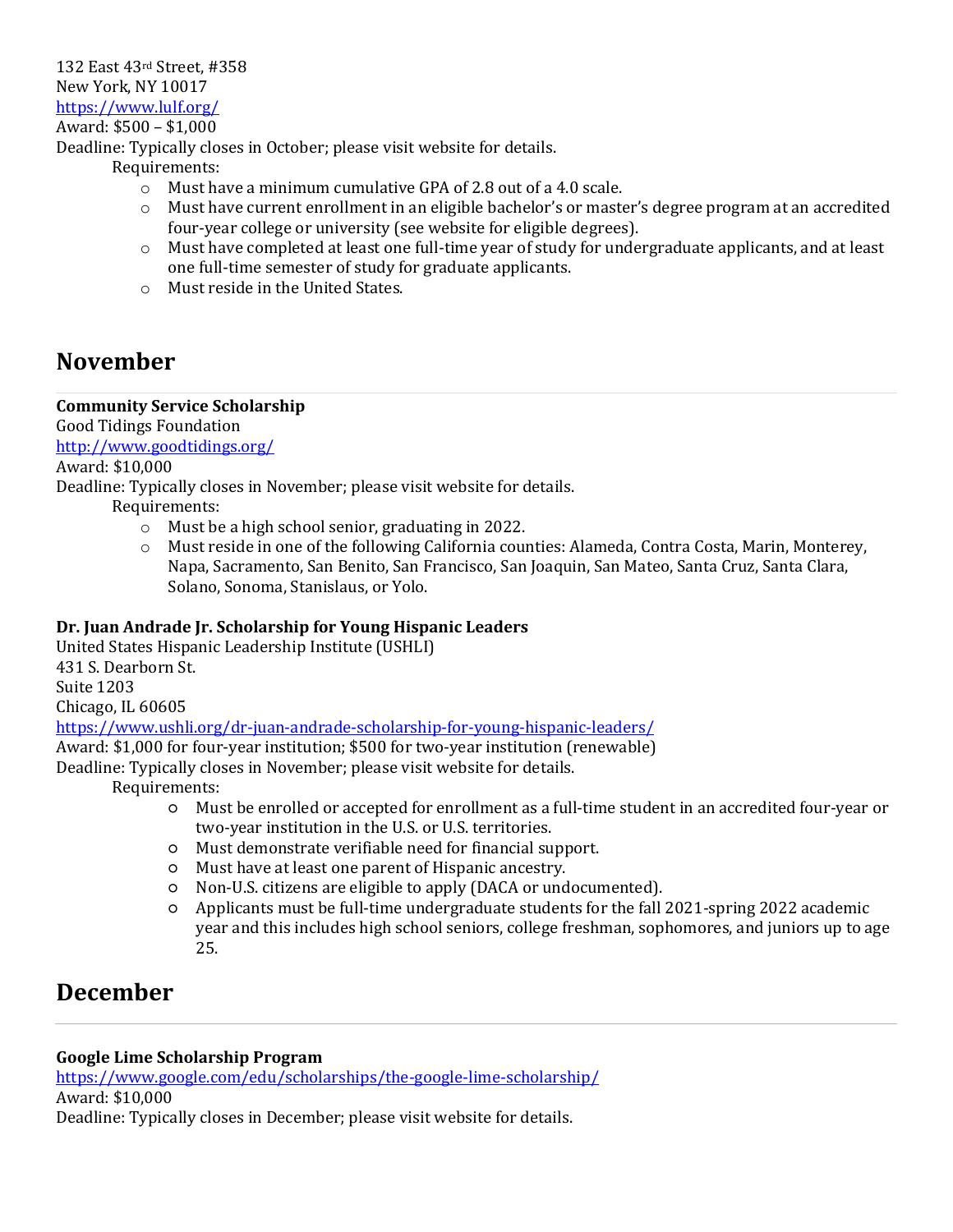132 East 43rd Street, #358
New York, NY 10017
https://www.lulf.org/
Award: $500 – $1,000
Deadline: Typically closes in October; please visit website for details.

Requirements:

- Must have a minimum cumulative GPA of 2.8 out of a 4.0 scale.
- Must have current enrollment in an eligible bachelor's or master's degree program at an accredited four-year college or university (see website for eligible degrees).
- Must have completed at least one full-time year of study for undergraduate applicants, and at least one full-time semester of study for graduate applicants.
- Must reside in the United States.

## November

**Community Service Scholarship**
Good Tidings Foundation
http://www.goodtidings.org/
Award: $10,000
Deadline: Typically closes in November; please visit website for details.

Requirements:

- Must be a high school senior, graduating in 2022.
- Must reside in one of the following California counties: Alameda, Contra Costa, Marin, Monterey, Napa, Sacramento, San Benito, San Francisco, San Joaquin, San Mateo, Santa Cruz, Santa Clara, Solano, Sonoma, Stanislaus, or Yolo.

**Dr. Juan Andrade Jr. Scholarship for Young Hispanic Leaders**
United States Hispanic Leadership Institute (USHLI)
431 S. Dearborn St.
Suite 1203
Chicago, IL 60605
https://www.ushli.org/dr-juan-andrade-scholarship-for-young-hispanic-leaders/
Award: $1,000 for four-year institution; $500 for two-year institution (renewable)
Deadline: Typically closes in November; please visit website for details.

Requirements:

- Must be enrolled or accepted for enrollment as a full-time student in an accredited four-year or two-year institution in the U.S. or U.S. territories.
- Must demonstrate verifiable need for financial support.
- Must have at least one parent of Hispanic ancestry.
- Non-U.S. citizens are eligible to apply (DACA or undocumented).
- Applicants must be full-time undergraduate students for the fall 2021-spring 2022 academic year and this includes high school seniors, college freshman, sophomores, and juniors up to age 25.

## December

**Google Lime Scholarship Program**
https://www.google.com/edu/scholarships/the-google-lime-scholarship/
Award: $10,000
Deadline: Typically closes in December; please visit website for details.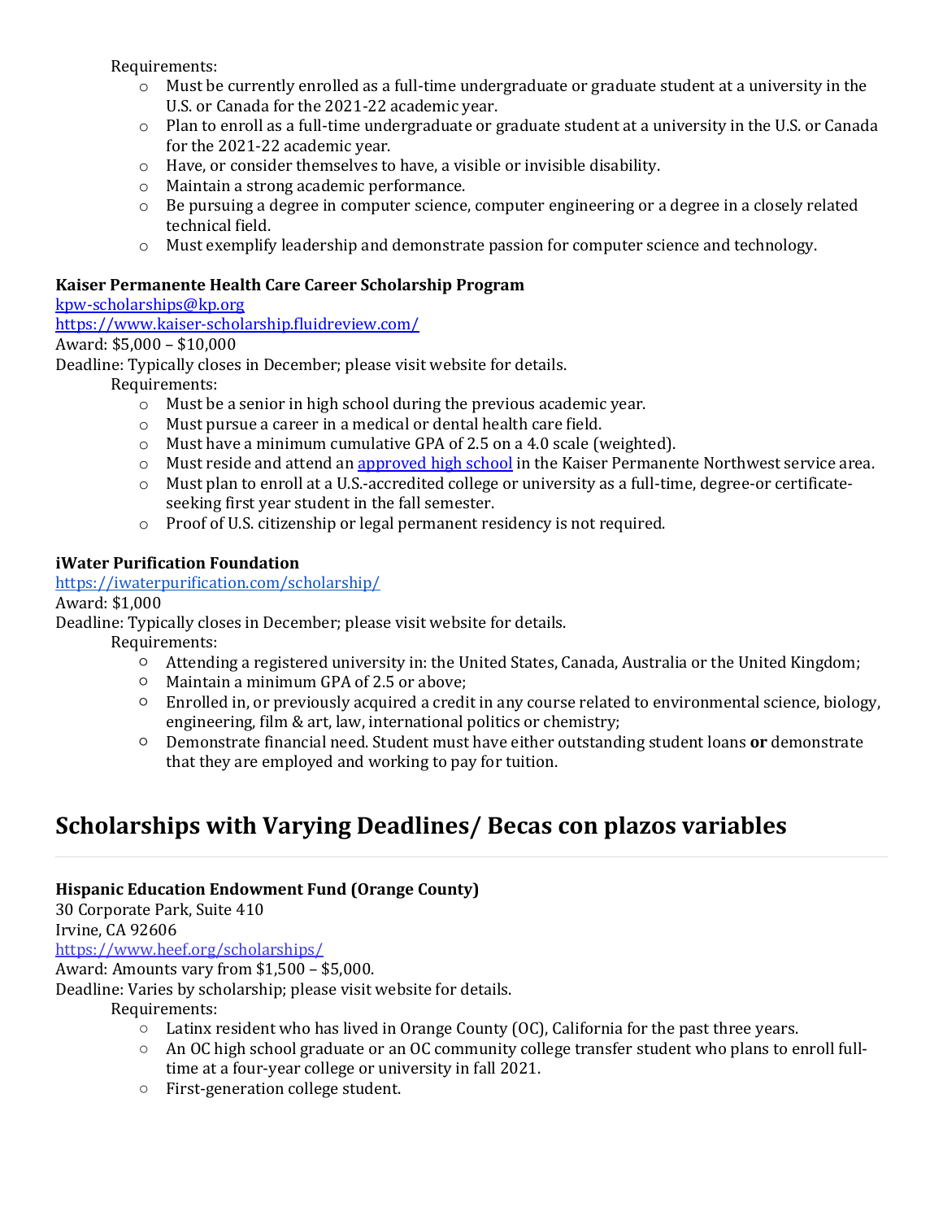Requirements:

- Must be currently enrolled as a full-time undergraduate or graduate student at a university in the U.S. or Canada for the 2021-22 academic year.
- Plan to enroll as a full-time undergraduate or graduate student at a university in the U.S. or Canada for the 2021-22 academic year.
- Have, or consider themselves to have, a visible or invisible disability.
- Maintain a strong academic performance.
- Be pursuing a degree in computer science, computer engineering or a degree in a closely related technical field.
- Must exemplify leadership and demonstrate passion for computer science and technology.

**Kaiser Permanente Health Care Career Scholarship Program**
kpw-scholarships@kp.org
https://www.kaiser-scholarship.fluidreview.com/
Award: $5,000 – $10,000
Deadline: Typically closes in December; please visit website for details.

Requirements:

- Must be a senior in high school during the previous academic year.
- Must pursue a career in a medical or dental health care field.
- Must have a minimum cumulative GPA of 2.5 on a 4.0 scale (weighted).
- Must reside and attend an approved high school in the Kaiser Permanente Northwest service area.
- Must plan to enroll at a U.S.-accredited college or university as a full-time, degree-or certificate-seeking first year student in the fall semester.
- Proof of U.S. citizenship or legal permanent residency is not required.

**iWater Purification Foundation**
https://iwaterpurification.com/scholarship/
Award: $1,000
Deadline: Typically closes in December; please visit website for details.

Requirements:

- Attending a registered university in: the United States, Canada, Australia or the United Kingdom;
- Maintain a minimum GPA of 2.5 or above;
- Enrolled in, or previously acquired a credit in any course related to environmental science, biology, engineering, film & art, law, international politics or chemistry;
- Demonstrate financial need. Student must have either outstanding student loans **or** demonstrate that they are employed and working to pay for tuition.

# Scholarships with Varying Deadlines/ Becas con plazos variables

**Hispanic Education Endowment Fund (Orange County)**
30 Corporate Park, Suite 410
Irvine, CA 92606
https://www.heef.org/scholarships/
Award: Amounts vary from $1,500 – $5,000.
Deadline: Varies by scholarship; please visit website for details.

Requirements:

- Latinx resident who has lived in Orange County (OC), California for the past three years.
- An OC high school graduate or an OC community college transfer student who plans to enroll full-time at a four-year college or university in fall 2021.
- First-generation college student.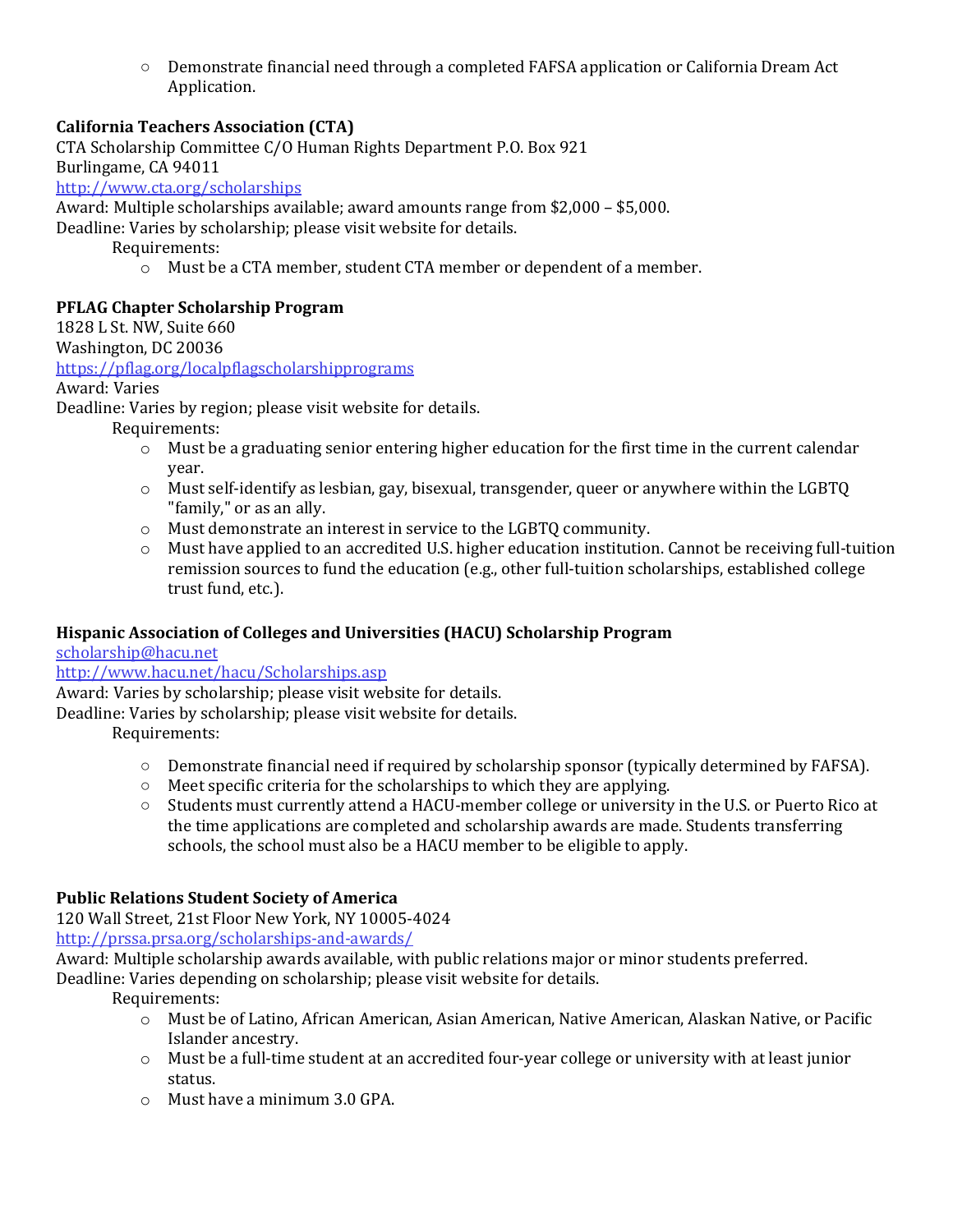- Demonstrate financial need through a completed FAFSA application or California Dream Act Application.

**California Teachers Association (CTA)**
CTA Scholarship Committee C/O Human Rights Department P.O. Box 921
Burlingame, CA 94011
http://www.cta.org/scholarships
Award: Multiple scholarships available; award amounts range from $2,000 – $5,000.
Deadline: Varies by scholarship; please visit website for details.

Requirements:

- Must be a CTA member, student CTA member or dependent of a member.

**PFLAG Chapter Scholarship Program**
1828 L St. NW, Suite 660
Washington, DC 20036
https://pflag.org/localpflagscholarshipprograms
Award: Varies
Deadline: Varies by region; please visit website for details.

Requirements:

- Must be a graduating senior entering higher education for the first time in the current calendar year.
- Must self-identify as lesbian, gay, bisexual, transgender, queer or anywhere within the LGBTQ "family," or as an ally.
- Must demonstrate an interest in service to the LGBTQ community.
- Must have applied to an accredited U.S. higher education institution. Cannot be receiving full-tuition remission sources to fund the education (e.g., other full-tuition scholarships, established college trust fund, etc.).

**Hispanic Association of Colleges and Universities (HACU) Scholarship Program**
scholarship@hacu.net
http://www.hacu.net/hacu/Scholarships.asp
Award: Varies by scholarship; please visit website for details.
Deadline: Varies by scholarship; please visit website for details.

Requirements:

- Demonstrate financial need if required by scholarship sponsor (typically determined by FAFSA).
- Meet specific criteria for the scholarships to which they are applying.
- Students must currently attend a HACU-member college or university in the U.S. or Puerto Rico at the time applications are completed and scholarship awards are made. Students transferring schools, the school must also be a HACU member to be eligible to apply.

**Public Relations Student Society of America**
120 Wall Street, 21st Floor New York, NY 10005-4024
http://prssa.prsa.org/scholarships-and-awards/
Award: Multiple scholarship awards available, with public relations major or minor students preferred.
Deadline: Varies depending on scholarship; please visit website for details.

Requirements:

- Must be of Latino, African American, Asian American, Native American, Alaskan Native, or Pacific Islander ancestry.
- Must be a full-time student at an accredited four-year college or university with at least junior status.
- Must have a minimum 3.0 GPA.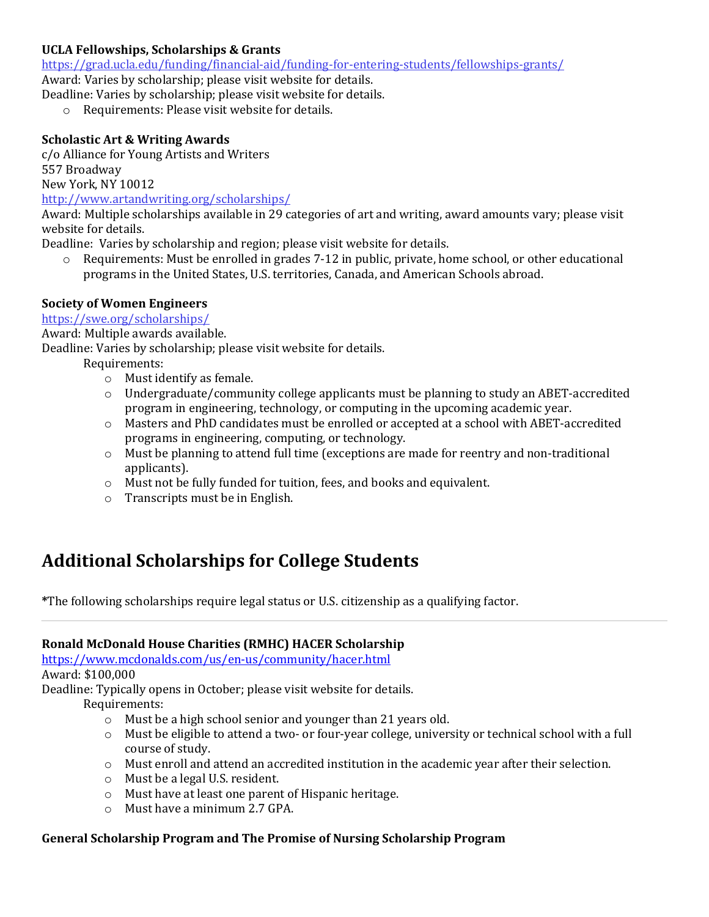**UCLA Fellowships, Scholarships & Grants**
https://grad.ucla.edu/funding/financial-aid/funding-for-entering-students/fellowships-grants/
Award: Varies by scholarship; please visit website for details.
Deadline: Varies by scholarship; please visit website for details.

- Requirements: Please visit website for details.

**Scholastic Art & Writing Awards**
c/o Alliance for Young Artists and Writers
557 Broadway
New York, NY 10012
http://www.artandwriting.org/scholarships/
Award: Multiple scholarships available in 29 categories of art and writing, award amounts vary; please visit website for details.
Deadline: Varies by scholarship and region; please visit website for details.

- Requirements: Must be enrolled in grades 7-12 in public, private, home school, or other educational programs in the United States, U.S. territories, Canada, and American Schools abroad.

**Society of Women Engineers**
https://swe.org/scholarships/
Award: Multiple awards available.
Deadline: Varies by scholarship; please visit website for details.
Requirements:

- Must identify as female.
- Undergraduate/community college applicants must be planning to study an ABET-accredited program in engineering, technology, or computing in the upcoming academic year.
- Masters and PhD candidates must be enrolled or accepted at a school with ABET-accredited programs in engineering, computing, or technology.
- Must be planning to attend full time (exceptions are made for reentry and non-traditional applicants).
- Must not be fully funded for tuition, fees, and books and equivalent.
- Transcripts must be in English.

# Additional Scholarships for College Students

**\***The following scholarships require legal status or U.S. citizenship as a qualifying factor.

---

**Ronald McDonald House Charities (RMHC) HACER Scholarship**
https://www.mcdonalds.com/us/en-us/community/hacer.html
Award: $100,000
Deadline: Typically opens in October; please visit website for details.
Requirements:

- Must be a high school senior and younger than 21 years old.
- Must be eligible to attend a two- or four-year college, university or technical school with a full course of study.
- Must enroll and attend an accredited institution in the academic year after their selection.
- Must be a legal U.S. resident.
- Must have at least one parent of Hispanic heritage.
- Must have a minimum 2.7 GPA.

**General Scholarship Program and The Promise of Nursing Scholarship Program**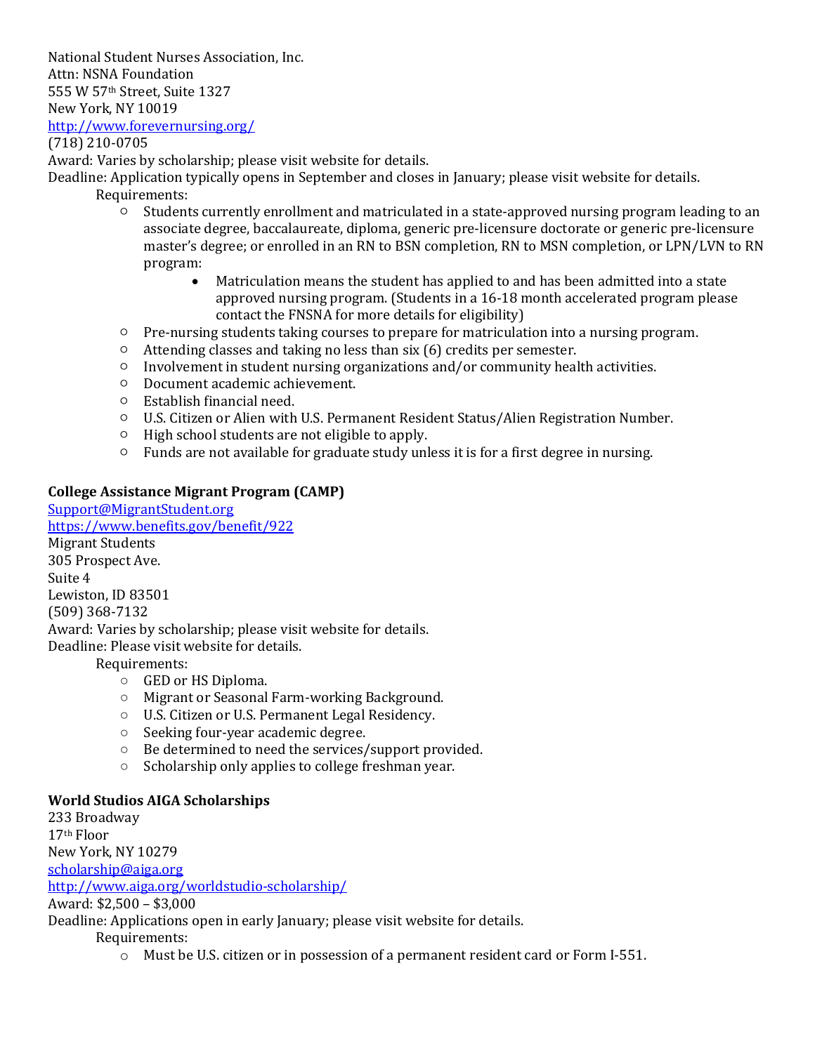National Student Nurses Association, Inc.
Attn: NSNA Foundation
555 W 57th Street, Suite 1327
New York, NY 10019
http://www.forevernursing.org/
(718) 210-0705
Award: Varies by scholarship; please visit website for details.
Deadline: Application typically opens in September and closes in January; please visit website for details.

Requirements:

- Students currently enrollment and matriculated in a state-approved nursing program leading to an associate degree, baccalaureate, diploma, generic pre-licensure doctorate or generic pre-licensure master's degree; or enrolled in an RN to BSN completion, RN to MSN completion, or LPN/LVN to RN program:
  - Matriculation means the student has applied to and has been admitted into a state approved nursing program. (Students in a 16-18 month accelerated program please contact the FNSNA for more details for eligibility)
- Pre-nursing students taking courses to prepare for matriculation into a nursing program.
- Attending classes and taking no less than six (6) credits per semester.
- Involvement in student nursing organizations and/or community health activities.
- Document academic achievement.
- Establish financial need.
- U.S. Citizen or Alien with U.S. Permanent Resident Status/Alien Registration Number.
- High school students are not eligible to apply.
- Funds are not available for graduate study unless it is for a first degree in nursing.

**College Assistance Migrant Program (CAMP)**
Support@MigrantStudent.org
https://www.benefits.gov/benefit/922
Migrant Students
305 Prospect Ave.
Suite 4
Lewiston, ID 83501
(509) 368-7132
Award: Varies by scholarship; please visit website for details.
Deadline: Please visit website for details.

Requirements:

- GED or HS Diploma.
- Migrant or Seasonal Farm-working Background.
- U.S. Citizen or U.S. Permanent Legal Residency.
- Seeking four-year academic degree.
- Be determined to need the services/support provided.
- Scholarship only applies to college freshman year.

**World Studios AIGA Scholarships**
233 Broadway
17th Floor
New York, NY 10279
scholarship@aiga.org
http://www.aiga.org/worldstudio-scholarship/
Award: $2,500 – $3,000
Deadline: Applications open in early January; please visit website for details.

Requirements:

- Must be U.S. citizen or in possession of a permanent resident card or Form I-551.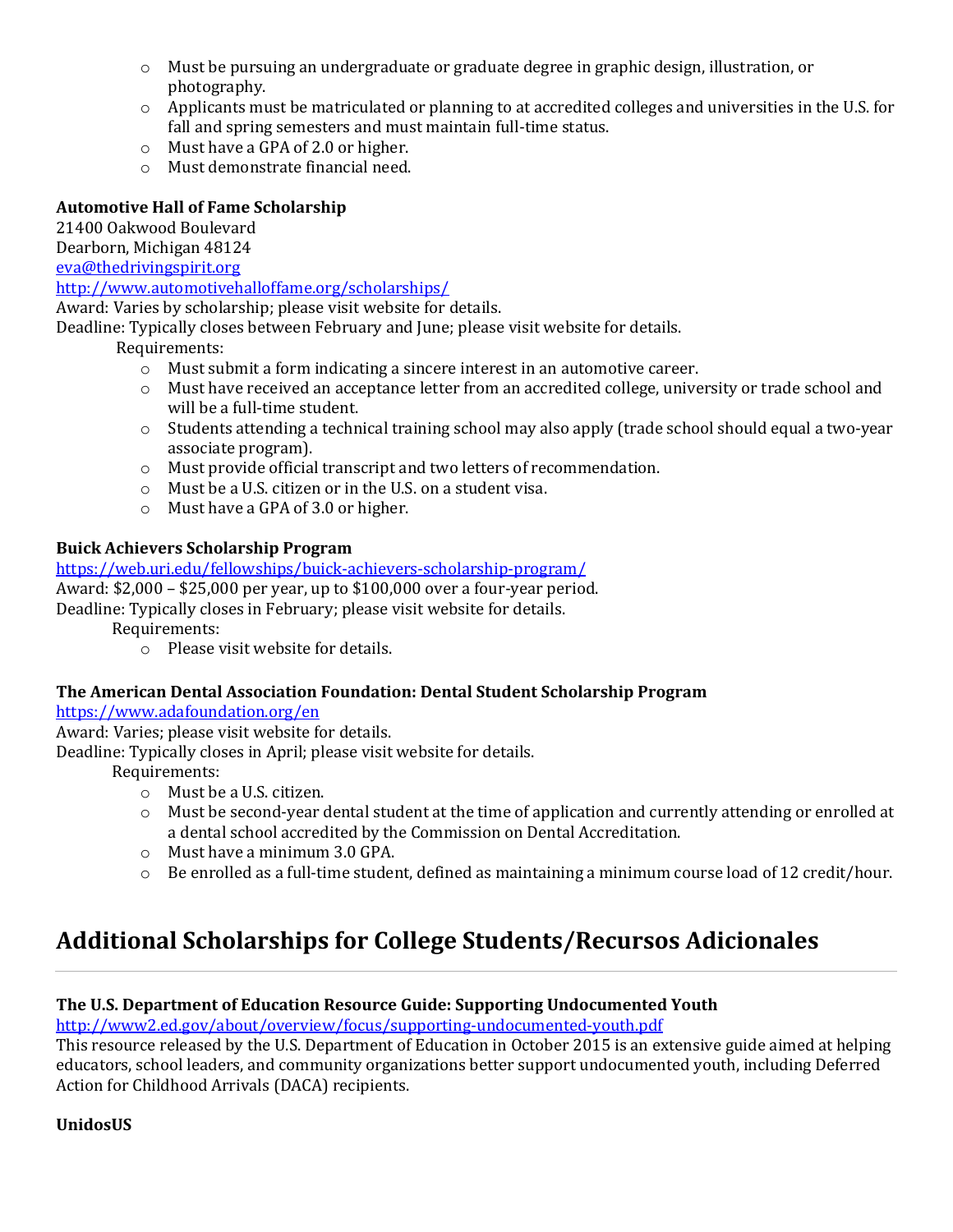- Must be pursuing an undergraduate or graduate degree in graphic design, illustration, or photography.
- Applicants must be matriculated or planning to at accredited colleges and universities in the U.S. for fall and spring semesters and must maintain full-time status.
- Must have a GPA of 2.0 or higher.
- Must demonstrate financial need.

**Automotive Hall of Fame Scholarship**
21400 Oakwood Boulevard
Dearborn, Michigan 48124
eva@thedrivingspirit.org
http://www.automotivehalloffame.org/scholarships/
Award: Varies by scholarship; please visit website for details.
Deadline: Typically closes between February and June; please visit website for details.

Requirements:

- Must submit a form indicating a sincere interest in an automotive career.
- Must have received an acceptance letter from an accredited college, university or trade school and will be a full-time student.
- Students attending a technical training school may also apply (trade school should equal a two-year associate program).
- Must provide official transcript and two letters of recommendation.
- Must be a U.S. citizen or in the U.S. on a student visa.
- Must have a GPA of 3.0 or higher.

**Buick Achievers Scholarship Program**
https://web.uri.edu/fellowships/buick-achievers-scholarship-program/
Award: $2,000 – $25,000 per year, up to $100,000 over a four-year period.
Deadline: Typically closes in February; please visit website for details.

Requirements:

- Please visit website for details.

**The American Dental Association Foundation: Dental Student Scholarship Program**
https://www.adafoundation.org/en
Award: Varies; please visit website for details.
Deadline: Typically closes in April; please visit website for details.

Requirements:

- Must be a U.S. citizen.
- Must be second-year dental student at the time of application and currently attending or enrolled at a dental school accredited by the Commission on Dental Accreditation.
- Must have a minimum 3.0 GPA.
- Be enrolled as a full-time student, defined as maintaining a minimum course load of 12 credit/hour.

## Additional Scholarships for College Students/Recursos Adicionales

**The U.S. Department of Education Resource Guide: Supporting Undocumented Youth**
http://www2.ed.gov/about/overview/focus/supporting-undocumented-youth.pdf
This resource released by the U.S. Department of Education in October 2015 is an extensive guide aimed at helping educators, school leaders, and community organizations better support undocumented youth, including Deferred Action for Childhood Arrivals (DACA) recipients.

**UnidosUS**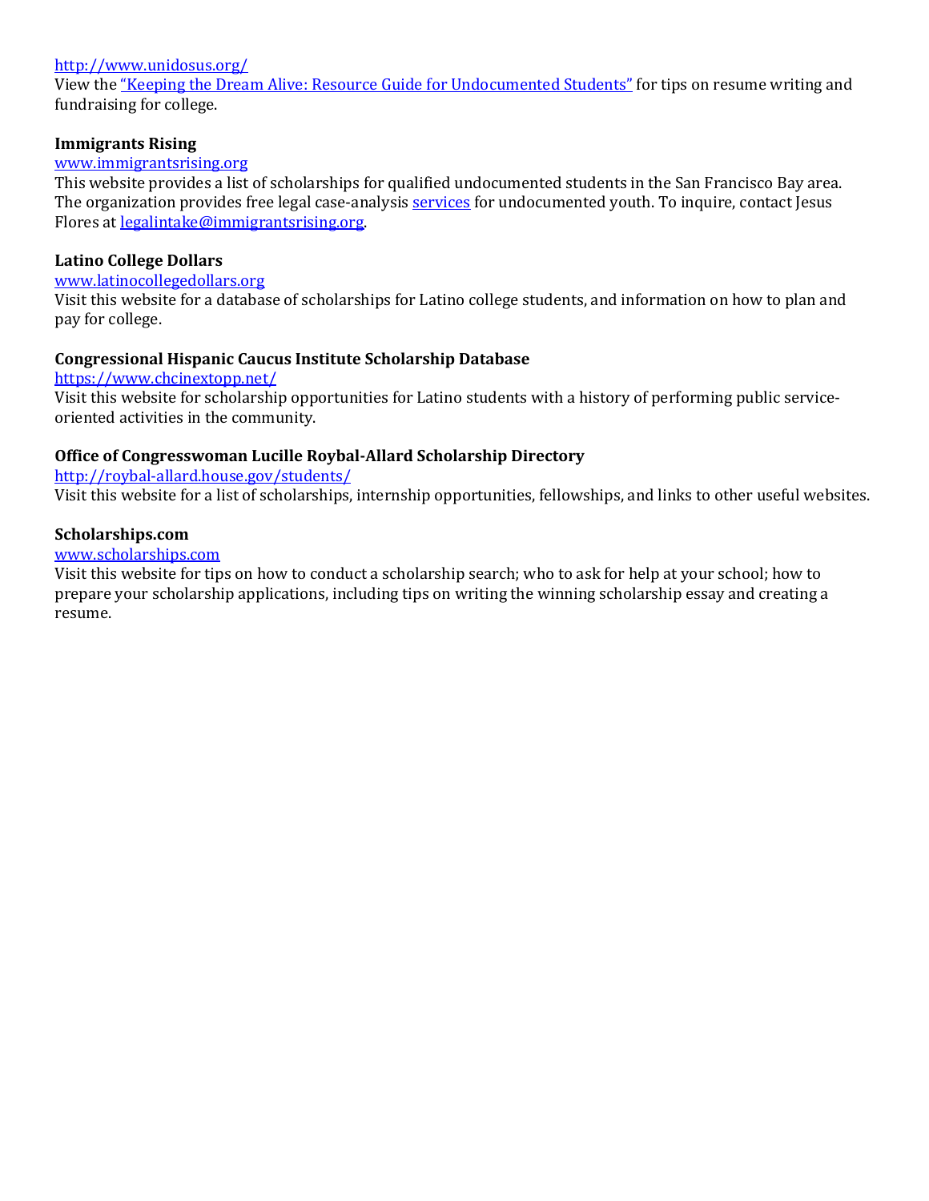http://www.unidosus.org/
View the "Keeping the Dream Alive: Resource Guide for Undocumented Students" for tips on resume writing and fundraising for college.

**Immigrants Rising**
www.immigrantsrising.org
This website provides a list of scholarships for qualified undocumented students in the San Francisco Bay area. The organization provides free legal case-analysis services for undocumented youth. To inquire, contact Jesus Flores at legalintake@immigrantsrising.org.

**Latino College Dollars**
www.latinocollegedollars.org
Visit this website for a database of scholarships for Latino college students, and information on how to plan and pay for college.

**Congressional Hispanic Caucus Institute Scholarship Database**
https://www.chcinextopp.net/
Visit this website for scholarship opportunities for Latino students with a history of performing public service-oriented activities in the community.

**Office of Congresswoman Lucille Roybal-Allard Scholarship Directory**
http://roybal-allard.house.gov/students/
Visit this website for a list of scholarships, internship opportunities, fellowships, and links to other useful websites.

**Scholarships.com**
www.scholarships.com
Visit this website for tips on how to conduct a scholarship search; who to ask for help at your school; how to prepare your scholarship applications, including tips on writing the winning scholarship essay and creating a resume.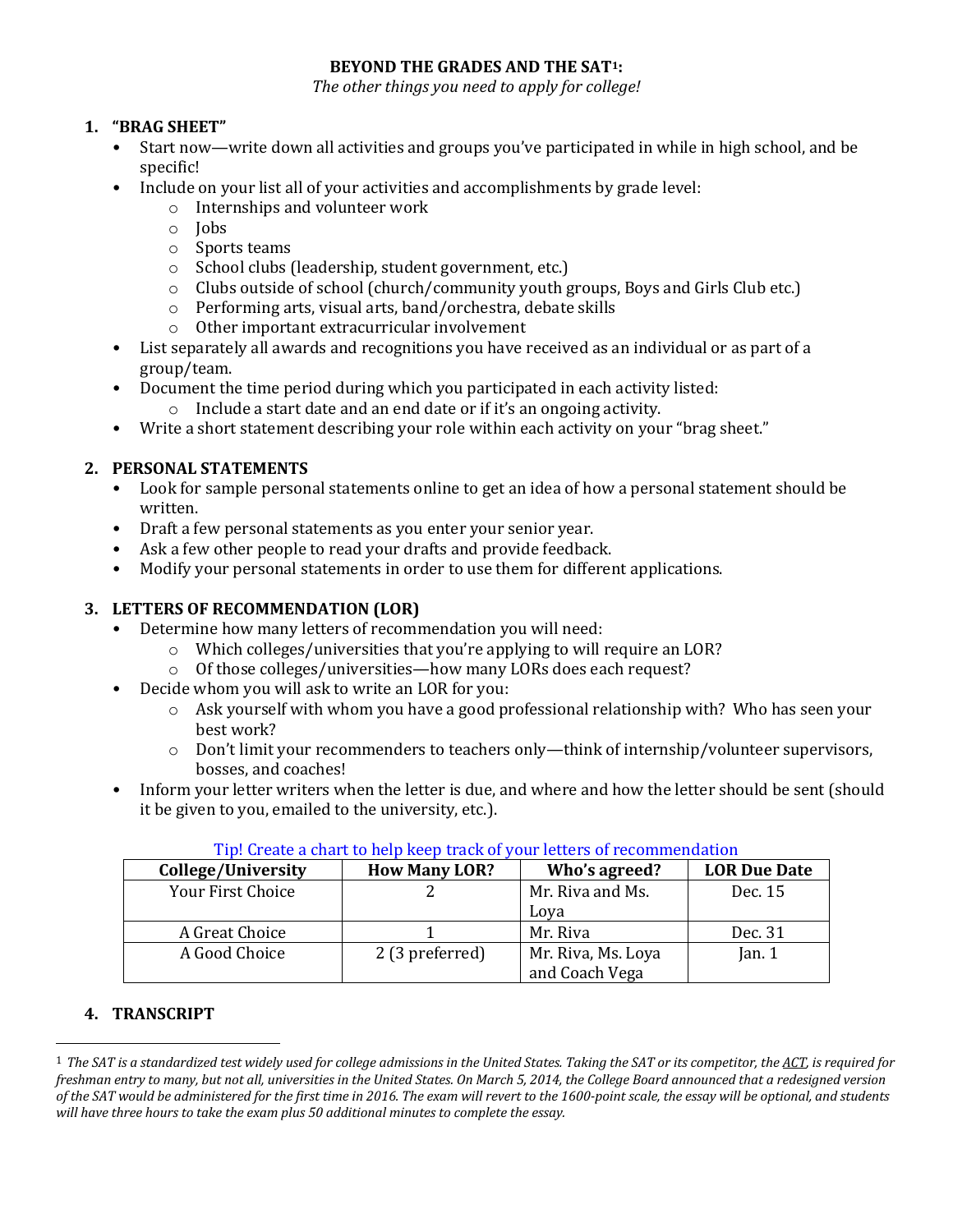# BEYOND THE GRADES AND THE SAT[1]:

*The other things you need to apply for college!*

## 1. "BRAG SHEET"

- Start now—write down all activities and groups you've participated in while in high school, and be specific!
- Include on your list all of your activities and accomplishments by grade level:
  - Internships and volunteer work
  - Jobs
  - Sports teams
  - School clubs (leadership, student government, etc.)
  - Clubs outside of school (church/community youth groups, Boys and Girls Club etc.)
  - Performing arts, visual arts, band/orchestra, debate skills
  - Other important extracurricular involvement
- List separately all awards and recognitions you have received as an individual or as part of a group/team.
- Document the time period during which you participated in each activity listed:
  - Include a start date and an end date or if it's an ongoing activity.
- Write a short statement describing your role within each activity on your "brag sheet."

## 2. PERSONAL STATEMENTS

- Look for sample personal statements online to get an idea of how a personal statement should be written.
- Draft a few personal statements as you enter your senior year.
- Ask a few other people to read your drafts and provide feedback.
- Modify your personal statements in order to use them for different applications.

## 3. LETTERS OF RECOMMENDATION (LOR)

- Determine how many letters of recommendation you will need:
  - Which colleges/universities that you're applying to will require an LOR?
  - Of those colleges/universities—how many LORs does each request?
- Decide whom you will ask to write an LOR for you:
  - Ask yourself with whom you have a good professional relationship with? Who has seen your best work?
  - Don't limit your recommenders to teachers only—think of internship/volunteer supervisors, bosses, and coaches!
- Inform your letter writers when the letter is due, and where and how the letter should be sent (should it be given to you, emailed to the university, etc.).

Tip! Create a chart to help keep track of your letters of recommendation

| College/University | How Many LOR? | Who's agreed? | LOR Due Date |
|---|---|---|---|
| Your First Choice | 2 | Mr. Riva and Ms. Loya | Dec. 15 |
| A Great Choice | 1 | Mr. Riva | Dec. 31 |
| A Good Choice | 2 (3 preferred) | Mr. Riva, Ms. Loya and Coach Vega | Jan. 1 |

## 4. TRANSCRIPT

[1] *The SAT is a standardized test widely used for college admissions in the United States. Taking the SAT or its competitor, the ACT, is required for freshman entry to many, but not all, universities in the United States. On March 5, 2014, the College Board announced that a redesigned version of the SAT would be administered for the first time in 2016. The exam will revert to the 1600-point scale, the essay will be optional, and students will have three hours to take the exam plus 50 additional minutes to complete the essay.*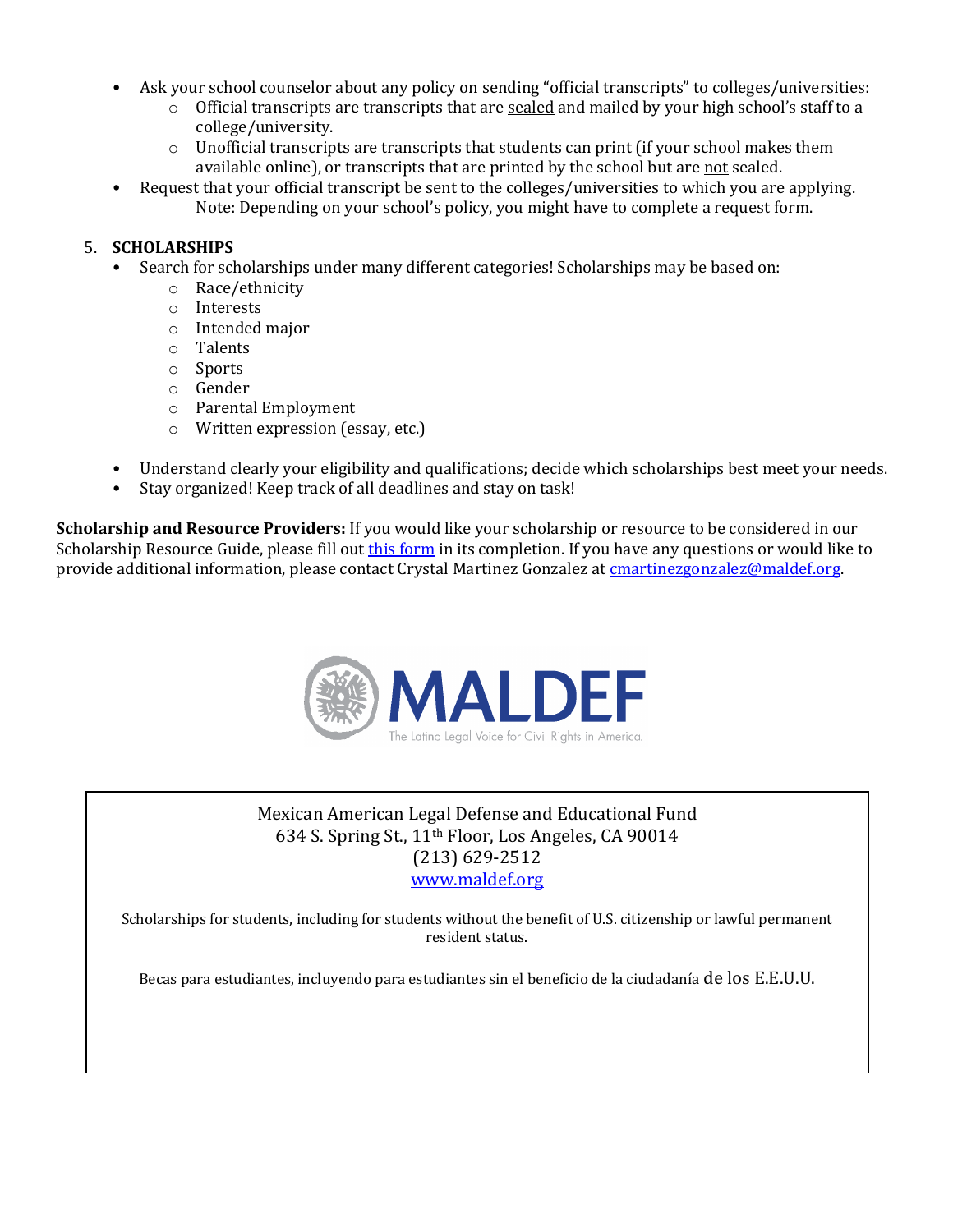- Ask your school counselor about any policy on sending "official transcripts" to colleges/universities:
  - Official transcripts are transcripts that are sealed and mailed by your high school's staff to a college/university.
  - Unofficial transcripts are transcripts that students can print (if your school makes them available online), or transcripts that are printed by the school but are not sealed.
- Request that your official transcript be sent to the colleges/universities to which you are applying.
  Note: Depending on your school's policy, you might have to complete a request form.

5. **SCHOLARSHIPS**
   - Search for scholarships under many different categories! Scholarships may be based on:
     - Race/ethnicity
     - Interests
     - Intended major
     - Talents
     - Sports
     - Gender
     - Parental Employment
     - Written expression (essay, etc.)
   - Understand clearly your eligibility and qualifications; decide which scholarships best meet your needs.
   - Stay organized! Keep track of all deadlines and stay on task!

**Scholarship and Resource Providers:** If you would like your scholarship or resource to be considered in our Scholarship Resource Guide, please fill out this form in its completion. If you have any questions or would like to provide additional information, please contact Crystal Martinez Gonzalez at cmartinezgonzalez@maldef.org.

MALDEF
The Latino Legal Voice for Civil Rights in America.

Mexican American Legal Defense and Educational Fund
634 S. Spring St., 11th Floor, Los Angeles, CA 90014
(213) 629-2512
www.maldef.org

Scholarships for students, including for students without the benefit of U.S. citizenship or lawful permanent resident status.

Becas para estudiantes, incluyendo para estudiantes sin el beneficio de la ciudadanía de los E.E.U.U.